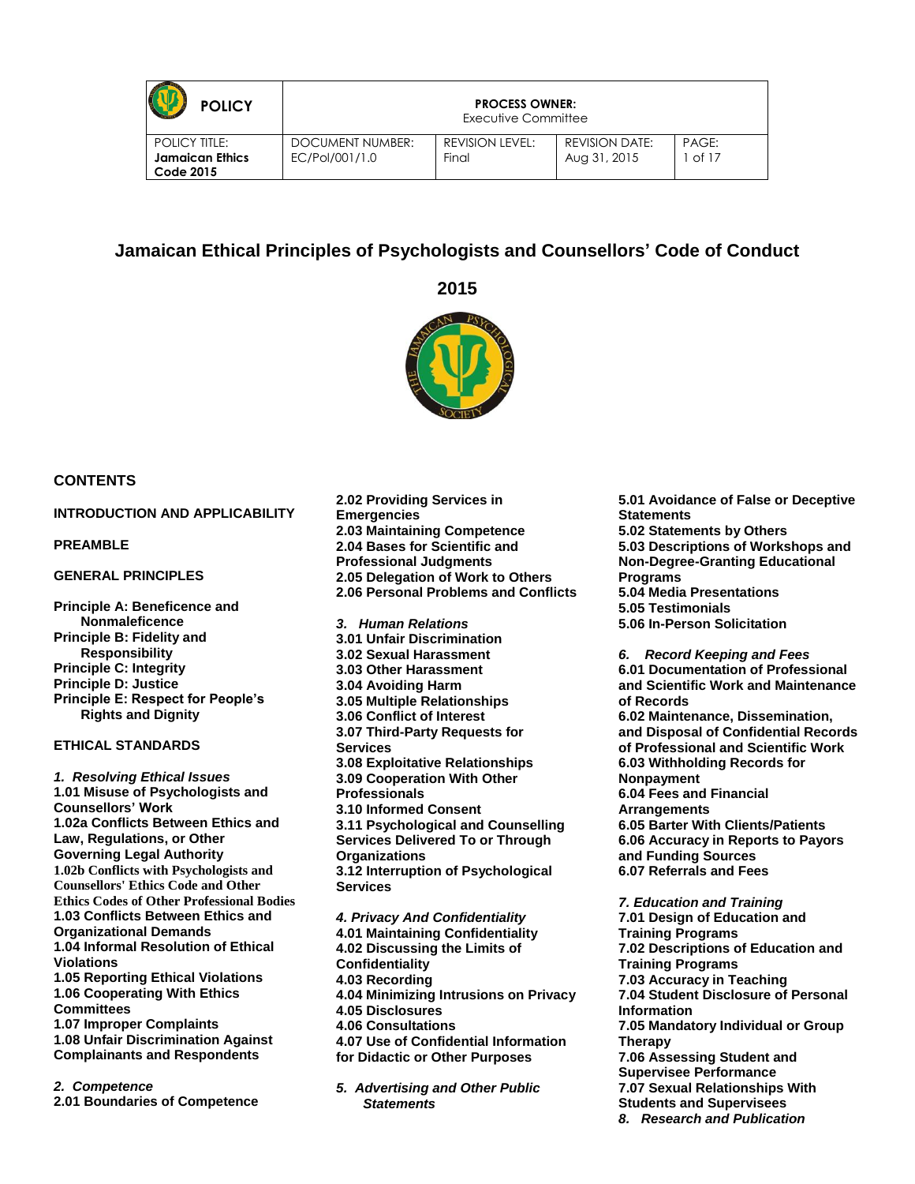| POLICY | PROCESS OWNER: Executive Committee | | | |
|---|---|---|---|---|
| POLICY TITLE: **Jamaican Ethics Code 2015** | DOCUMENT NUMBER: EC/Pol/001/1.0 | REVISION LEVEL: Final | REVISION DATE: Aug 31, 2015 | PAGE: 1 of 17 |

# Jamaican Ethical Principles of Psychologists and Counsellors' Code of Conduct

## 2015

## CONTENTS

**INTRODUCTION AND APPLICABILITY**

**PREAMBLE**

**GENERAL PRINCIPLES**

**Principle A: Beneficence and Nonmaleficence**
**Principle B: Fidelity and Responsibility**
**Principle C: Integrity**
**Principle D: Justice**
**Principle E: Respect for People's Rights and Dignity**

**ETHICAL STANDARDS**

***1. Resolving Ethical Issues***
**1.01 Misuse of Psychologists and Counsellors' Work**
**1.02a Conflicts Between Ethics and Law, Regulations, or Other Governing Legal Authority**
**1.02b Conflicts with Psychologists and Counsellors' Ethics Code and Other Ethics Codes of Other Professional Bodies**
**1.03 Conflicts Between Ethics and Organizational Demands**
**1.04 Informal Resolution of Ethical Violations**
**1.05 Reporting Ethical Violations**
**1.06 Cooperating With Ethics Committees**
**1.07 Improper Complaints**
**1.08 Unfair Discrimination Against Complainants and Respondents**

***2. Competence***
**2.01 Boundaries of Competence**
**2.02 Providing Services in Emergencies**
**2.03 Maintaining Competence**
**2.04 Bases for Scientific and Professional Judgments**
**2.05 Delegation of Work to Others**
**2.06 Personal Problems and Conflicts**

***3. Human Relations***
**3.01 Unfair Discrimination**
**3.02 Sexual Harassment**
**3.03 Other Harassment**
**3.04 Avoiding Harm**
**3.05 Multiple Relationships**
**3.06 Conflict of Interest**
**3.07 Third-Party Requests for Services**
**3.08 Exploitative Relationships**
**3.09 Cooperation With Other Professionals**
**3.10 Informed Consent**
**3.11 Psychological and Counselling Services Delivered To or Through Organizations**
**3.12 Interruption of Psychological Services**

***4. Privacy And Confidentiality***
**4.01 Maintaining Confidentiality**
**4.02 Discussing the Limits of Confidentiality**
**4.03 Recording**
**4.04 Minimizing Intrusions on Privacy**
**4.05 Disclosures**
**4.06 Consultations**
**4.07 Use of Confidential Information for Didactic or Other Purposes**

***5. Advertising and Other Public Statements***
**5.01 Avoidance of False or Deceptive Statements**
**5.02 Statements by Others**
**5.03 Descriptions of Workshops and Non-Degree-Granting Educational Programs**
**5.04 Media Presentations**
**5.05 Testimonials**
**5.06 In-Person Solicitation**

***6. Record Keeping and Fees***
**6.01 Documentation of Professional and Scientific Work and Maintenance of Records**
**6.02 Maintenance, Dissemination, and Disposal of Confidential Records of Professional and Scientific Work**
**6.03 Withholding Records for Nonpayment**
**6.04 Fees and Financial Arrangements**
**6.05 Barter With Clients/Patients**
**6.06 Accuracy in Reports to Payors and Funding Sources**
**6.07 Referrals and Fees**

***7. Education and Training***
**7.01 Design of Education and Training Programs**
**7.02 Descriptions of Education and Training Programs**
**7.03 Accuracy in Teaching**
**7.04 Student Disclosure of Personal Information**
**7.05 Mandatory Individual or Group Therapy**
**7.06 Assessing Student and Supervisee Performance**
**7.07 Sexual Relationships With Students and Supervisees**

***8. Research and Publication***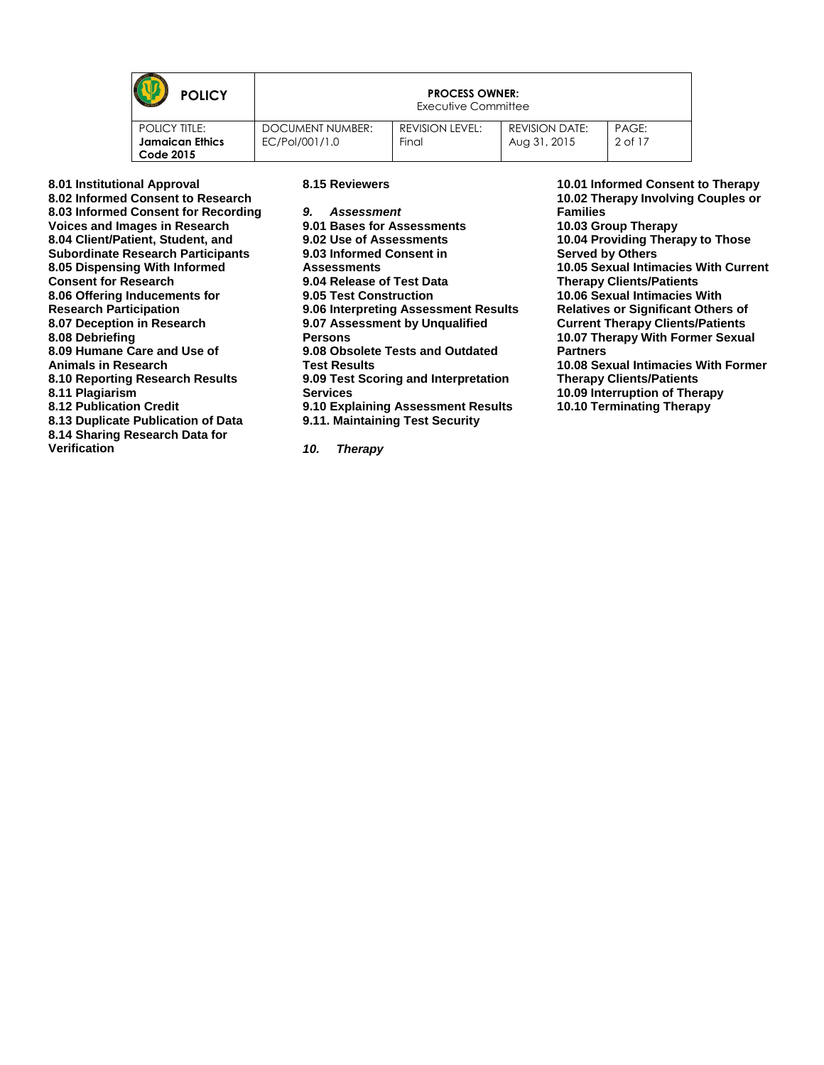**8.01 Institutional Approval**
**8.02 Informed Consent to Research**
**8.03 Informed Consent for Recording Voices and Images in Research**
**8.04 Client/Patient, Student, and Subordinate Research Participants**
**8.05 Dispensing With Informed Consent for Research**
**8.06 Offering Inducements for Research Participation**
**8.07 Deception in Research**
**8.08 Debriefing**
**8.09 Humane Care and Use of Animals in Research**
**8.10 Reporting Research Results**
**8.11 Plagiarism**
**8.12 Publication Credit**
**8.13 Duplicate Publication of Data**
**8.14 Sharing Research Data for Verification**
**8.15 Reviewers**

***9. Assessment***

**9.01 Bases for Assessments**
**9.02 Use of Assessments**
**9.03 Informed Consent in Assessments**
**9.04 Release of Test Data**
**9.05 Test Construction**
**9.06 Interpreting Assessment Results**
**9.07 Assessment by Unqualified Persons**
**9.08 Obsolete Tests and Outdated Test Results**
**9.09 Test Scoring and Interpretation Services**
**9.10 Explaining Assessment Results**
**9.11. Maintaining Test Security**

***10. Therapy***

**10.01 Informed Consent to Therapy**
**10.02 Therapy Involving Couples or Families**
**10.03 Group Therapy**
**10.04 Providing Therapy to Those Served by Others**
**10.05 Sexual Intimacies With Current Therapy Clients/Patients**
**10.06 Sexual Intimacies With Relatives or Significant Others of Current Therapy Clients/Patients**
**10.07 Therapy With Former Sexual Partners**
**10.08 Sexual Intimacies With Former Therapy Clients/Patients**
**10.09 Interruption of Therapy**
**10.10 Terminating Therapy**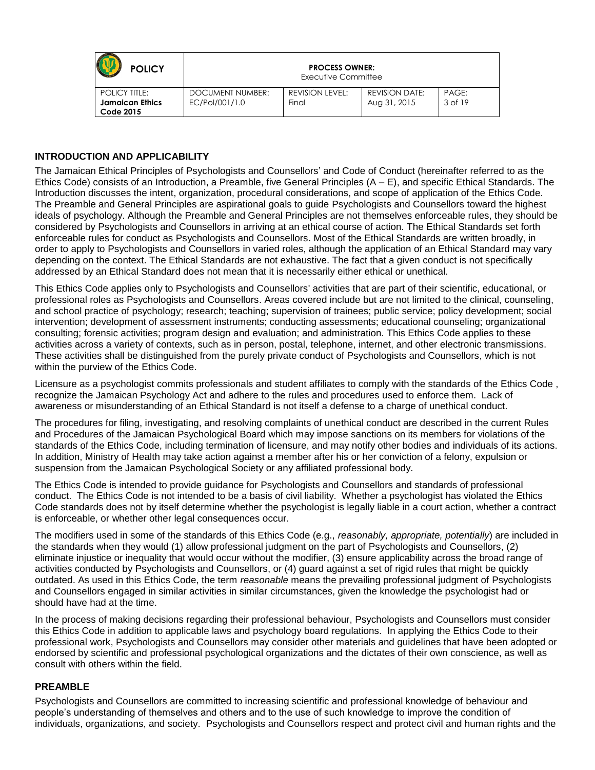## INTRODUCTION AND APPLICABILITY

The Jamaican Ethical Principles of Psychologists and Counsellors' and Code of Conduct (hereinafter referred to as the Ethics Code) consists of an Introduction, a Preamble, five General Principles (A – E), and specific Ethical Standards. The Introduction discusses the intent, organization, procedural considerations, and scope of application of the Ethics Code. The Preamble and General Principles are aspirational goals to guide Psychologists and Counsellors toward the highest ideals of psychology. Although the Preamble and General Principles are not themselves enforceable rules, they should be considered by Psychologists and Counsellors in arriving at an ethical course of action. The Ethical Standards set forth enforceable rules for conduct as Psychologists and Counsellors. Most of the Ethical Standards are written broadly, in order to apply to Psychologists and Counsellors in varied roles, although the application of an Ethical Standard may vary depending on the context. The Ethical Standards are not exhaustive. The fact that a given conduct is not specifically addressed by an Ethical Standard does not mean that it is necessarily either ethical or unethical.

This Ethics Code applies only to Psychologists and Counsellors' activities that are part of their scientific, educational, or professional roles as Psychologists and Counsellors. Areas covered include but are not limited to the clinical, counseling, and school practice of psychology; research; teaching; supervision of trainees; public service; policy development; social intervention; development of assessment instruments; conducting assessments; educational counseling; organizational consulting; forensic activities; program design and evaluation; and administration. This Ethics Code applies to these activities across a variety of contexts, such as in person, postal, telephone, internet, and other electronic transmissions. These activities shall be distinguished from the purely private conduct of Psychologists and Counsellors, which is not within the purview of the Ethics Code.

Licensure as a psychologist commits professionals and student affiliates to comply with the standards of the Ethics Code , recognize the Jamaican Psychology Act and adhere to the rules and procedures used to enforce them. Lack of awareness or misunderstanding of an Ethical Standard is not itself a defense to a charge of unethical conduct.

The procedures for filing, investigating, and resolving complaints of unethical conduct are described in the current Rules and Procedures of the Jamaican Psychological Board which may impose sanctions on its members for violations of the standards of the Ethics Code, including termination of licensure, and may notify other bodies and individuals of its actions. In addition, Ministry of Health may take action against a member after his or her conviction of a felony, expulsion or suspension from the Jamaican Psychological Society or any affiliated professional body.

The Ethics Code is intended to provide guidance for Psychologists and Counsellors and standards of professional conduct. The Ethics Code is not intended to be a basis of civil liability. Whether a psychologist has violated the Ethics Code standards does not by itself determine whether the psychologist is legally liable in a court action, whether a contract is enforceable, or whether other legal consequences occur.

The modifiers used in some of the standards of this Ethics Code (e.g., *reasonably, appropriate, potentially*) are included in the standards when they would (1) allow professional judgment on the part of Psychologists and Counsellors, (2) eliminate injustice or inequality that would occur without the modifier, (3) ensure applicability across the broad range of activities conducted by Psychologists and Counsellors, or (4) guard against a set of rigid rules that might be quickly outdated. As used in this Ethics Code, the term *reasonable* means the prevailing professional judgment of Psychologists and Counsellors engaged in similar activities in similar circumstances, given the knowledge the psychologist had or should have had at the time.

In the process of making decisions regarding their professional behaviour, Psychologists and Counsellors must consider this Ethics Code in addition to applicable laws and psychology board regulations. In applying the Ethics Code to their professional work, Psychologists and Counsellors may consider other materials and guidelines that have been adopted or endorsed by scientific and professional psychological organizations and the dictates of their own conscience, as well as consult with others within the field.

## PREAMBLE

Psychologists and Counsellors are committed to increasing scientific and professional knowledge of behaviour and people's understanding of themselves and others and to the use of such knowledge to improve the condition of individuals, organizations, and society. Psychologists and Counsellors respect and protect civil and human rights and the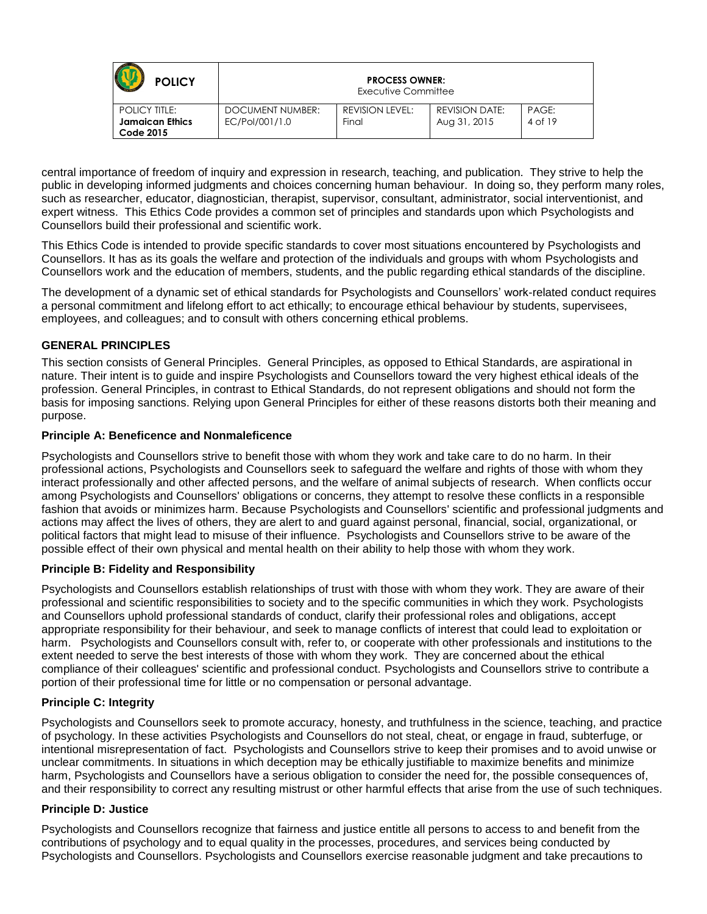central importance of freedom of inquiry and expression in research, teaching, and publication. They strive to help the public in developing informed judgments and choices concerning human behaviour. In doing so, they perform many roles, such as researcher, educator, diagnostician, therapist, supervisor, consultant, administrator, social interventionist, and expert witness. This Ethics Code provides a common set of principles and standards upon which Psychologists and Counsellors build their professional and scientific work.

This Ethics Code is intended to provide specific standards to cover most situations encountered by Psychologists and Counsellors. It has as its goals the welfare and protection of the individuals and groups with whom Psychologists and Counsellors work and the education of members, students, and the public regarding ethical standards of the discipline.

The development of a dynamic set of ethical standards for Psychologists and Counsellors' work-related conduct requires a personal commitment and lifelong effort to act ethically; to encourage ethical behaviour by students, supervisees, employees, and colleagues; and to consult with others concerning ethical problems.

## GENERAL PRINCIPLES

This section consists of General Principles. General Principles, as opposed to Ethical Standards, are aspirational in nature. Their intent is to guide and inspire Psychologists and Counsellors toward the very highest ethical ideals of the profession. General Principles, in contrast to Ethical Standards, do not represent obligations and should not form the basis for imposing sanctions. Relying upon General Principles for either of these reasons distorts both their meaning and purpose.

### Principle A: Beneficence and Nonmaleficence

Psychologists and Counsellors strive to benefit those with whom they work and take care to do no harm. In their professional actions, Psychologists and Counsellors seek to safeguard the welfare and rights of those with whom they interact professionally and other affected persons, and the welfare of animal subjects of research. When conflicts occur among Psychologists and Counsellors' obligations or concerns, they attempt to resolve these conflicts in a responsible fashion that avoids or minimizes harm. Because Psychologists and Counsellors' scientific and professional judgments and actions may affect the lives of others, they are alert to and guard against personal, financial, social, organizational, or political factors that might lead to misuse of their influence. Psychologists and Counsellors strive to be aware of the possible effect of their own physical and mental health on their ability to help those with whom they work.

### Principle B: Fidelity and Responsibility

Psychologists and Counsellors establish relationships of trust with those with whom they work. They are aware of their professional and scientific responsibilities to society and to the specific communities in which they work. Psychologists and Counsellors uphold professional standards of conduct, clarify their professional roles and obligations, accept appropriate responsibility for their behaviour, and seek to manage conflicts of interest that could lead to exploitation or harm. Psychologists and Counsellors consult with, refer to, or cooperate with other professionals and institutions to the extent needed to serve the best interests of those with whom they work. They are concerned about the ethical compliance of their colleagues' scientific and professional conduct. Psychologists and Counsellors strive to contribute a portion of their professional time for little or no compensation or personal advantage.

### Principle C: Integrity

Psychologists and Counsellors seek to promote accuracy, honesty, and truthfulness in the science, teaching, and practice of psychology. In these activities Psychologists and Counsellors do not steal, cheat, or engage in fraud, subterfuge, or intentional misrepresentation of fact. Psychologists and Counsellors strive to keep their promises and to avoid unwise or unclear commitments. In situations in which deception may be ethically justifiable to maximize benefits and minimize harm, Psychologists and Counsellors have a serious obligation to consider the need for, the possible consequences of, and their responsibility to correct any resulting mistrust or other harmful effects that arise from the use of such techniques.

### Principle D: Justice

Psychologists and Counsellors recognize that fairness and justice entitle all persons to access to and benefit from the contributions of psychology and to equal quality in the processes, procedures, and services being conducted by Psychologists and Counsellors. Psychologists and Counsellors exercise reasonable judgment and take precautions to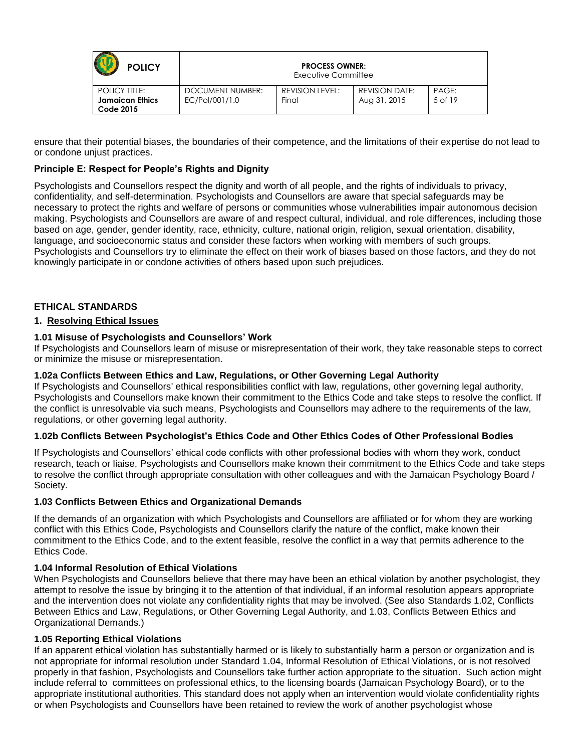ensure that their potential biases, the boundaries of their competence, and the limitations of their expertise do not lead to or condone unjust practices.

### Principle E: Respect for People's Rights and Dignity

Psychologists and Counsellors respect the dignity and worth of all people, and the rights of individuals to privacy, confidentiality, and self-determination. Psychologists and Counsellors are aware that special safeguards may be necessary to protect the rights and welfare of persons or communities whose vulnerabilities impair autonomous decision making. Psychologists and Counsellors are aware of and respect cultural, individual, and role differences, including those based on age, gender, gender identity, race, ethnicity, culture, national origin, religion, sexual orientation, disability, language, and socioeconomic status and consider these factors when working with members of such groups. Psychologists and Counsellors try to eliminate the effect on their work of biases based on those factors, and they do not knowingly participate in or condone activities of others based upon such prejudices.

## ETHICAL STANDARDS

### 1. Resolving Ethical Issues

#### 1.01 Misuse of Psychologists and Counsellors' Work

If Psychologists and Counsellors learn of misuse or misrepresentation of their work, they take reasonable steps to correct or minimize the misuse or misrepresentation.

#### 1.02a Conflicts Between Ethics and Law, Regulations, or Other Governing Legal Authority

If Psychologists and Counsellors' ethical responsibilities conflict with law, regulations, other governing legal authority, Psychologists and Counsellors make known their commitment to the Ethics Code and take steps to resolve the conflict. If the conflict is unresolvable via such means, Psychologists and Counsellors may adhere to the requirements of the law, regulations, or other governing legal authority.

#### 1.02b Conflicts Between Psychologist's Ethics Code and Other Ethics Codes of Other Professional Bodies

If Psychologists and Counsellors' ethical code conflicts with other professional bodies with whom they work, conduct research, teach or liaise, Psychologists and Counsellors make known their commitment to the Ethics Code and take steps to resolve the conflict through appropriate consultation with other colleagues and with the Jamaican Psychology Board / Society.

#### 1.03 Conflicts Between Ethics and Organizational Demands

If the demands of an organization with which Psychologists and Counsellors are affiliated or for whom they are working conflict with this Ethics Code, Psychologists and Counsellors clarify the nature of the conflict, make known their commitment to the Ethics Code, and to the extent feasible, resolve the conflict in a way that permits adherence to the Ethics Code.

#### 1.04 Informal Resolution of Ethical Violations

When Psychologists and Counsellors believe that there may have been an ethical violation by another psychologist, they attempt to resolve the issue by bringing it to the attention of that individual, if an informal resolution appears appropriate and the intervention does not violate any confidentiality rights that may be involved. (See also Standards 1.02, Conflicts Between Ethics and Law, Regulations, or Other Governing Legal Authority, and 1.03, Conflicts Between Ethics and Organizational Demands.)

#### 1.05 Reporting Ethical Violations

If an apparent ethical violation has substantially harmed or is likely to substantially harm a person or organization and is not appropriate for informal resolution under Standard 1.04, Informal Resolution of Ethical Violations, or is not resolved properly in that fashion, Psychologists and Counsellors take further action appropriate to the situation. Such action might include referral to committees on professional ethics, to the licensing boards (Jamaican Psychology Board), or to the appropriate institutional authorities. This standard does not apply when an intervention would violate confidentiality rights or when Psychologists and Counsellors have been retained to review the work of another psychologist whose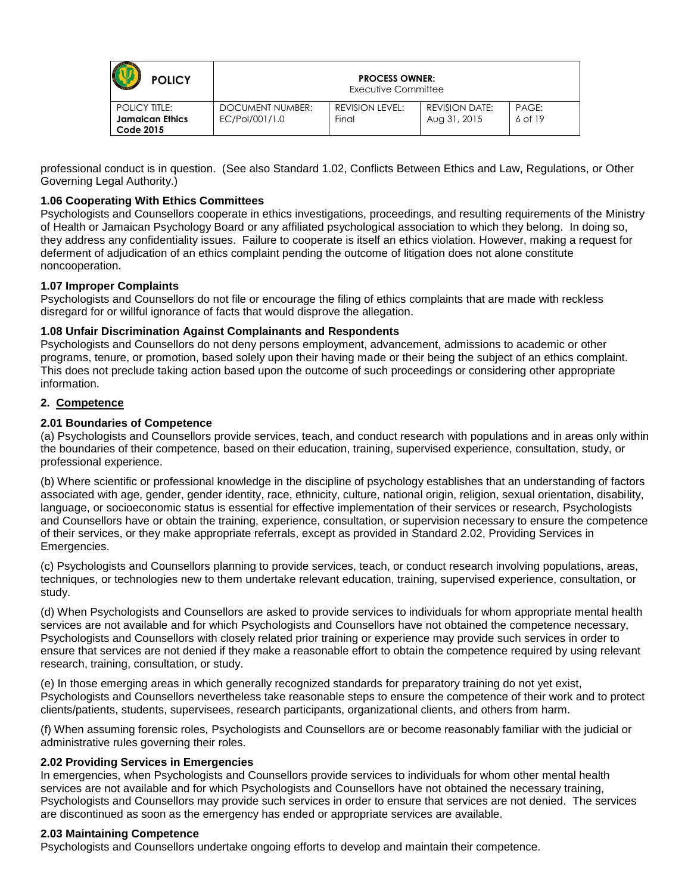professional conduct is in question. (See also Standard 1.02, Conflicts Between Ethics and Law, Regulations, or Other Governing Legal Authority.)

### 1.06 Cooperating With Ethics Committees

Psychologists and Counsellors cooperate in ethics investigations, proceedings, and resulting requirements of the Ministry of Health or Jamaican Psychology Board or any affiliated psychological association to which they belong. In doing so, they address any confidentiality issues. Failure to cooperate is itself an ethics violation. However, making a request for deferment of adjudication of an ethics complaint pending the outcome of litigation does not alone constitute noncooperation.

### 1.07 Improper Complaints

Psychologists and Counsellors do not file or encourage the filing of ethics complaints that are made with reckless disregard for or willful ignorance of facts that would disprove the allegation.

### 1.08 Unfair Discrimination Against Complainants and Respondents

Psychologists and Counsellors do not deny persons employment, advancement, admissions to academic or other programs, tenure, or promotion, based solely upon their having made or their being the subject of an ethics complaint. This does not preclude taking action based upon the outcome of such proceedings or considering other appropriate information.

## 2. Competence

### 2.01 Boundaries of Competence

(a) Psychologists and Counsellors provide services, teach, and conduct research with populations and in areas only within the boundaries of their competence, based on their education, training, supervised experience, consultation, study, or professional experience.

(b) Where scientific or professional knowledge in the discipline of psychology establishes that an understanding of factors associated with age, gender, gender identity, race, ethnicity, culture, national origin, religion, sexual orientation, disability, language, or socioeconomic status is essential for effective implementation of their services or research, Psychologists and Counsellors have or obtain the training, experience, consultation, or supervision necessary to ensure the competence of their services, or they make appropriate referrals, except as provided in Standard 2.02, Providing Services in Emergencies.

(c) Psychologists and Counsellors planning to provide services, teach, or conduct research involving populations, areas, techniques, or technologies new to them undertake relevant education, training, supervised experience, consultation, or study.

(d) When Psychologists and Counsellors are asked to provide services to individuals for whom appropriate mental health services are not available and for which Psychologists and Counsellors have not obtained the competence necessary, Psychologists and Counsellors with closely related prior training or experience may provide such services in order to ensure that services are not denied if they make a reasonable effort to obtain the competence required by using relevant research, training, consultation, or study.

(e) In those emerging areas in which generally recognized standards for preparatory training do not yet exist, Psychologists and Counsellors nevertheless take reasonable steps to ensure the competence of their work and to protect clients/patients, students, supervisees, research participants, organizational clients, and others from harm.

(f) When assuming forensic roles, Psychologists and Counsellors are or become reasonably familiar with the judicial or administrative rules governing their roles.

### 2.02 Providing Services in Emergencies

In emergencies, when Psychologists and Counsellors provide services to individuals for whom other mental health services are not available and for which Psychologists and Counsellors have not obtained the necessary training, Psychologists and Counsellors may provide such services in order to ensure that services are not denied. The services are discontinued as soon as the emergency has ended or appropriate services are available.

### 2.03 Maintaining Competence

Psychologists and Counsellors undertake ongoing efforts to develop and maintain their competence.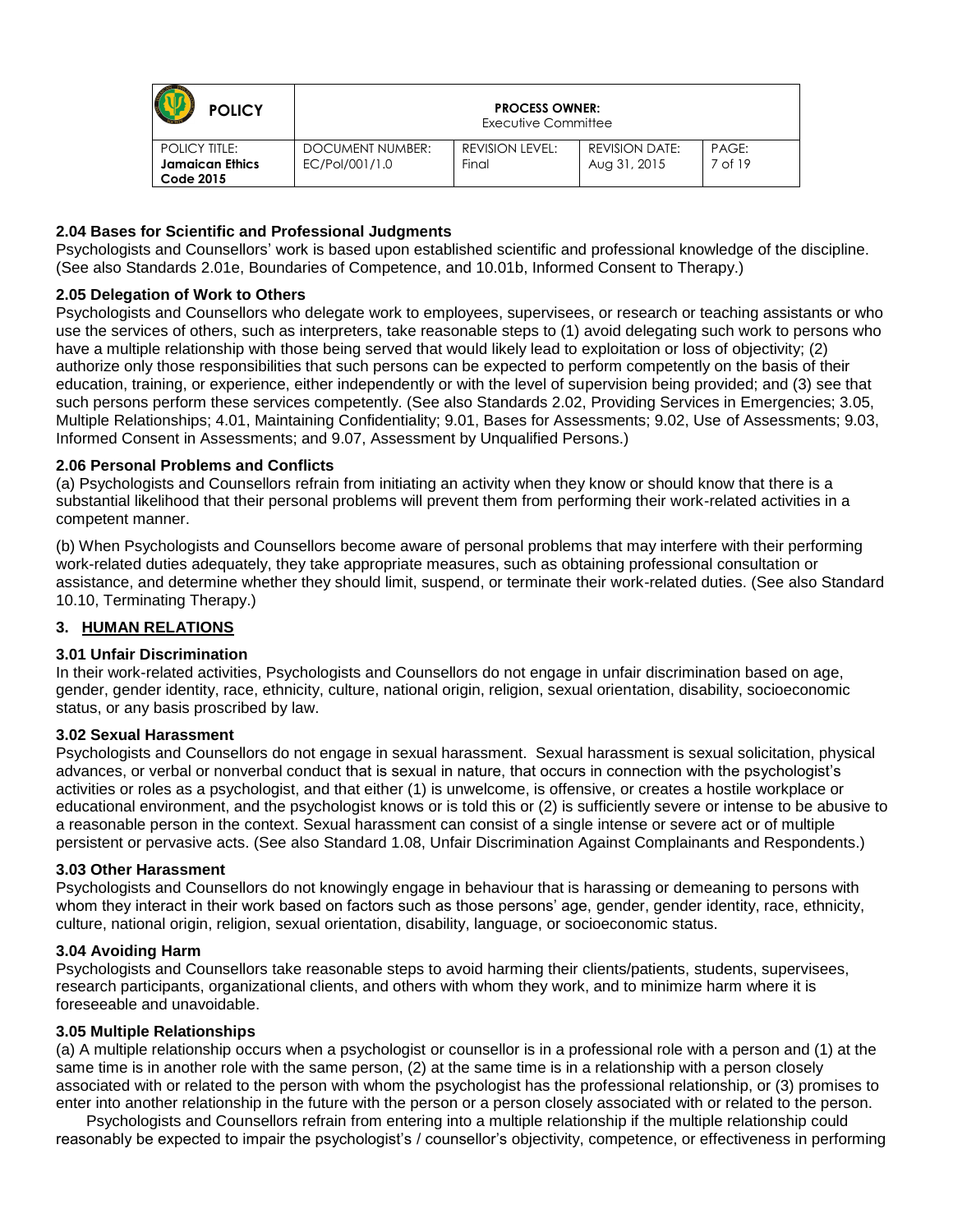### 2.04 Bases for Scientific and Professional Judgments

Psychologists and Counsellors' work is based upon established scientific and professional knowledge of the discipline. (See also Standards 2.01e, Boundaries of Competence, and 10.01b, Informed Consent to Therapy.)

### 2.05 Delegation of Work to Others

Psychologists and Counsellors who delegate work to employees, supervisees, or research or teaching assistants or who use the services of others, such as interpreters, take reasonable steps to (1) avoid delegating such work to persons who have a multiple relationship with those being served that would likely lead to exploitation or loss of objectivity; (2) authorize only those responsibilities that such persons can be expected to perform competently on the basis of their education, training, or experience, either independently or with the level of supervision being provided; and (3) see that such persons perform these services competently. (See also Standards 2.02, Providing Services in Emergencies; 3.05, Multiple Relationships; 4.01, Maintaining Confidentiality; 9.01, Bases for Assessments; 9.02, Use of Assessments; 9.03, Informed Consent in Assessments; and 9.07, Assessment by Unqualified Persons.)

### 2.06 Personal Problems and Conflicts

(a) Psychologists and Counsellors refrain from initiating an activity when they know or should know that there is a substantial likelihood that their personal problems will prevent them from performing their work-related activities in a competent manner.

(b) When Psychologists and Counsellors become aware of personal problems that may interfere with their performing work-related duties adequately, they take appropriate measures, such as obtaining professional consultation or assistance, and determine whether they should limit, suspend, or terminate their work-related duties. (See also Standard 10.10, Terminating Therapy.)

## 3. HUMAN RELATIONS

### 3.01 Unfair Discrimination

In their work-related activities, Psychologists and Counsellors do not engage in unfair discrimination based on age, gender, gender identity, race, ethnicity, culture, national origin, religion, sexual orientation, disability, socioeconomic status, or any basis proscribed by law.

### 3.02 Sexual Harassment

Psychologists and Counsellors do not engage in sexual harassment. Sexual harassment is sexual solicitation, physical advances, or verbal or nonverbal conduct that is sexual in nature, that occurs in connection with the psychologist's activities or roles as a psychologist, and that either (1) is unwelcome, is offensive, or creates a hostile workplace or educational environment, and the psychologist knows or is told this or (2) is sufficiently severe or intense to be abusive to a reasonable person in the context. Sexual harassment can consist of a single intense or severe act or of multiple persistent or pervasive acts. (See also Standard 1.08, Unfair Discrimination Against Complainants and Respondents.)

### 3.03 Other Harassment

Psychologists and Counsellors do not knowingly engage in behaviour that is harassing or demeaning to persons with whom they interact in their work based on factors such as those persons' age, gender, gender identity, race, ethnicity, culture, national origin, religion, sexual orientation, disability, language, or socioeconomic status.

### 3.04 Avoiding Harm

Psychologists and Counsellors take reasonable steps to avoid harming their clients/patients, students, supervisees, research participants, organizational clients, and others with whom they work, and to minimize harm where it is foreseeable and unavoidable.

### 3.05 Multiple Relationships

(a) A multiple relationship occurs when a psychologist or counsellor is in a professional role with a person and (1) at the same time is in another role with the same person, (2) at the same time is in a relationship with a person closely associated with or related to the person with whom the psychologist has the professional relationship, or (3) promises to enter into another relationship in the future with the person or a person closely associated with or related to the person.

Psychologists and Counsellors refrain from entering into a multiple relationship if the multiple relationship could reasonably be expected to impair the psychologist's / counsellor's objectivity, competence, or effectiveness in performing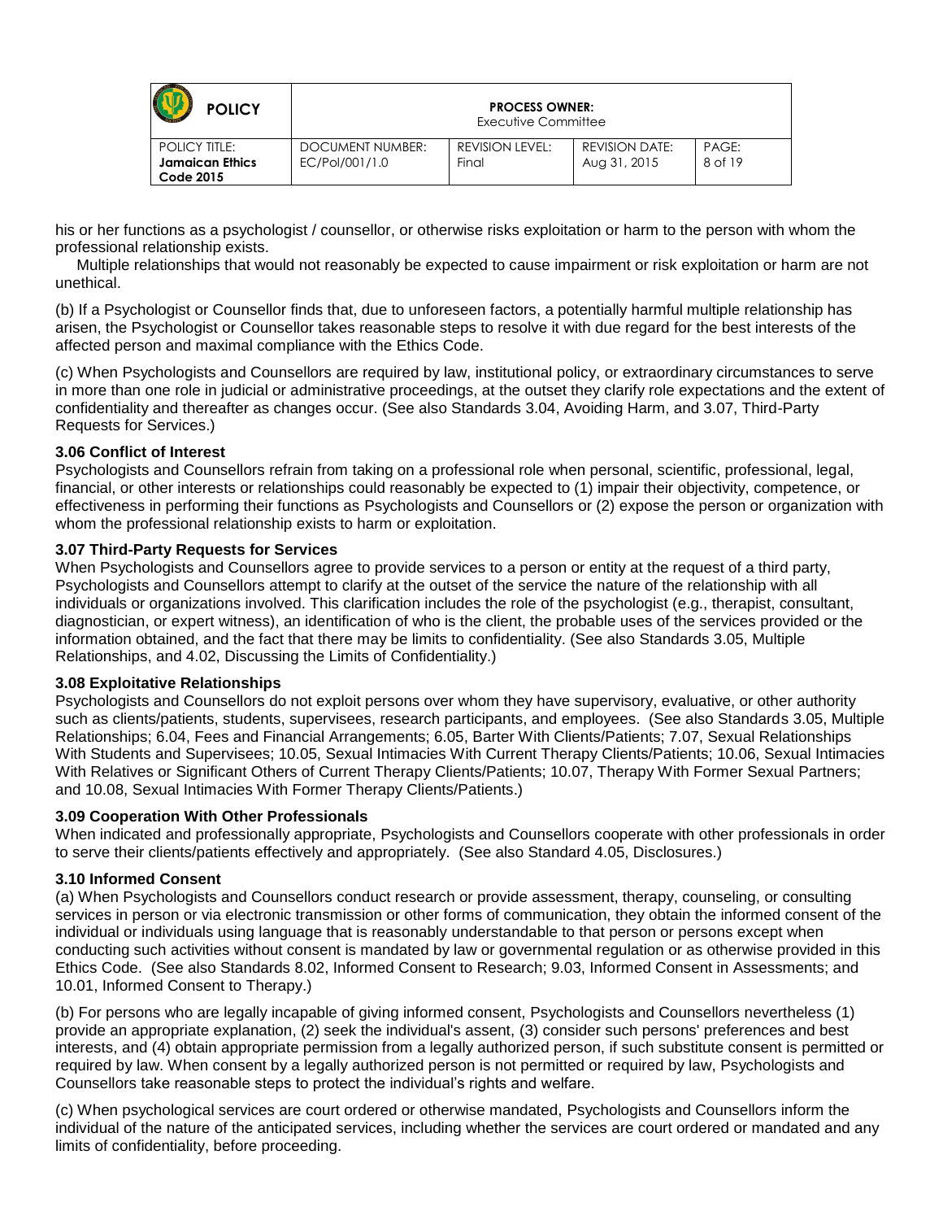his or her functions as a psychologist / counsellor, or otherwise risks exploitation or harm to the person with whom the professional relationship exists.

Multiple relationships that would not reasonably be expected to cause impairment or risk exploitation or harm are not unethical.

(b) If a Psychologist or Counsellor finds that, due to unforeseen factors, a potentially harmful multiple relationship has arisen, the Psychologist or Counsellor takes reasonable steps to resolve it with due regard for the best interests of the affected person and maximal compliance with the Ethics Code.

(c) When Psychologists and Counsellors are required by law, institutional policy, or extraordinary circumstances to serve in more than one role in judicial or administrative proceedings, at the outset they clarify role expectations and the extent of confidentiality and thereafter as changes occur. (See also Standards 3.04, Avoiding Harm, and 3.07, Third-Party Requests for Services.)

**3.06 Conflict of Interest**
Psychologists and Counsellors refrain from taking on a professional role when personal, scientific, professional, legal, financial, or other interests or relationships could reasonably be expected to (1) impair their objectivity, competence, or effectiveness in performing their functions as Psychologists and Counsellors or (2) expose the person or organization with whom the professional relationship exists to harm or exploitation.

**3.07 Third-Party Requests for Services**
When Psychologists and Counsellors agree to provide services to a person or entity at the request of a third party, Psychologists and Counsellors attempt to clarify at the outset of the service the nature of the relationship with all individuals or organizations involved. This clarification includes the role of the psychologist (e.g., therapist, consultant, diagnostician, or expert witness), an identification of who is the client, the probable uses of the services provided or the information obtained, and the fact that there may be limits to confidentiality. (See also Standards 3.05, Multiple Relationships, and 4.02, Discussing the Limits of Confidentiality.)

**3.08 Exploitative Relationships**
Psychologists and Counsellors do not exploit persons over whom they have supervisory, evaluative, or other authority such as clients/patients, students, supervisees, research participants, and employees. (See also Standards 3.05, Multiple Relationships; 6.04, Fees and Financial Arrangements; 6.05, Barter With Clients/Patients; 7.07, Sexual Relationships With Students and Supervisees; 10.05, Sexual Intimacies With Current Therapy Clients/Patients; 10.06, Sexual Intimacies With Relatives or Significant Others of Current Therapy Clients/Patients; 10.07, Therapy With Former Sexual Partners; and 10.08, Sexual Intimacies With Former Therapy Clients/Patients.)

**3.09 Cooperation With Other Professionals**
When indicated and professionally appropriate, Psychologists and Counsellors cooperate with other professionals in order to serve their clients/patients effectively and appropriately. (See also Standard 4.05, Disclosures.)

**3.10 Informed Consent**
(a) When Psychologists and Counsellors conduct research or provide assessment, therapy, counseling, or consulting services in person or via electronic transmission or other forms of communication, they obtain the informed consent of the individual or individuals using language that is reasonably understandable to that person or persons except when conducting such activities without consent is mandated by law or governmental regulation or as otherwise provided in this Ethics Code. (See also Standards 8.02, Informed Consent to Research; 9.03, Informed Consent in Assessments; and 10.01, Informed Consent to Therapy.)

(b) For persons who are legally incapable of giving informed consent, Psychologists and Counsellors nevertheless (1) provide an appropriate explanation, (2) seek the individual's assent, (3) consider such persons' preferences and best interests, and (4) obtain appropriate permission from a legally authorized person, if such substitute consent is permitted or required by law. When consent by a legally authorized person is not permitted or required by law, Psychologists and Counsellors take reasonable steps to protect the individual's rights and welfare.

(c) When psychological services are court ordered or otherwise mandated, Psychologists and Counsellors inform the individual of the nature of the anticipated services, including whether the services are court ordered or mandated and any limits of confidentiality, before proceeding.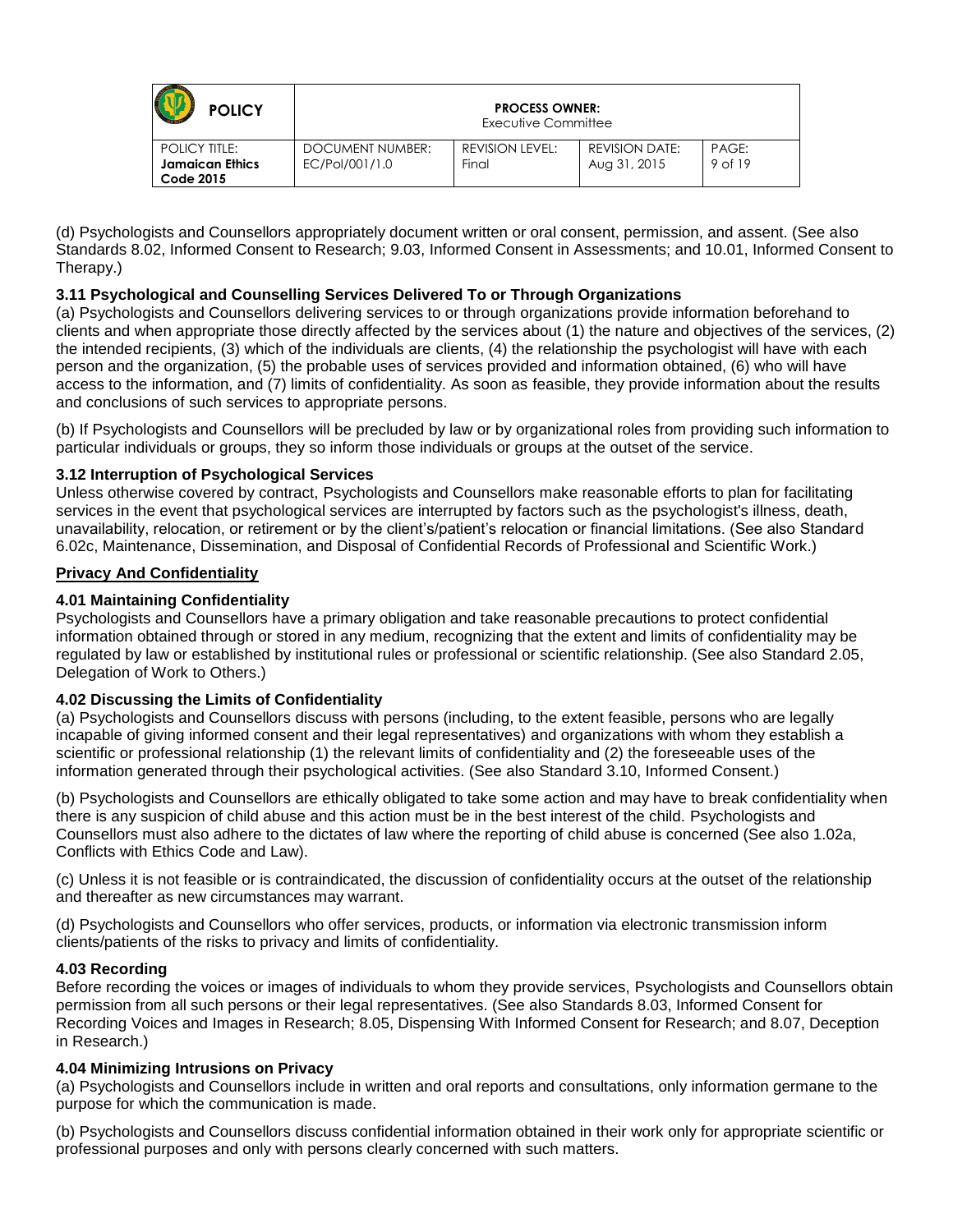(d) Psychologists and Counsellors appropriately document written or oral consent, permission, and assent. (See also Standards 8.02, Informed Consent to Research; 9.03, Informed Consent in Assessments; and 10.01, Informed Consent to Therapy.)

### 3.11 Psychological and Counselling Services Delivered To or Through Organizations

(a) Psychologists and Counsellors delivering services to or through organizations provide information beforehand to clients and when appropriate those directly affected by the services about (1) the nature and objectives of the services, (2) the intended recipients, (3) which of the individuals are clients, (4) the relationship the psychologist will have with each person and the organization, (5) the probable uses of services provided and information obtained, (6) who will have access to the information, and (7) limits of confidentiality. As soon as feasible, they provide information about the results and conclusions of such services to appropriate persons.

(b) If Psychologists and Counsellors will be precluded by law or by organizational roles from providing such information to particular individuals or groups, they so inform those individuals or groups at the outset of the service.

### 3.12 Interruption of Psychological Services

Unless otherwise covered by contract, Psychologists and Counsellors make reasonable efforts to plan for facilitating services in the event that psychological services are interrupted by factors such as the psychologist's illness, death, unavailability, relocation, or retirement or by the client's/patient's relocation or financial limitations. (See also Standard 6.02c, Maintenance, Dissemination, and Disposal of Confidential Records of Professional and Scientific Work.)

## Privacy And Confidentiality

### 4.01 Maintaining Confidentiality

Psychologists and Counsellors have a primary obligation and take reasonable precautions to protect confidential information obtained through or stored in any medium, recognizing that the extent and limits of confidentiality may be regulated by law or established by institutional rules or professional or scientific relationship. (See also Standard 2.05, Delegation of Work to Others.)

### 4.02 Discussing the Limits of Confidentiality

(a) Psychologists and Counsellors discuss with persons (including, to the extent feasible, persons who are legally incapable of giving informed consent and their legal representatives) and organizations with whom they establish a scientific or professional relationship (1) the relevant limits of confidentiality and (2) the foreseeable uses of the information generated through their psychological activities. (See also Standard 3.10, Informed Consent.)

(b) Psychologists and Counsellors are ethically obligated to take some action and may have to break confidentiality when there is any suspicion of child abuse and this action must be in the best interest of the child. Psychologists and Counsellors must also adhere to the dictates of law where the reporting of child abuse is concerned (See also 1.02a, Conflicts with Ethics Code and Law).

(c) Unless it is not feasible or is contraindicated, the discussion of confidentiality occurs at the outset of the relationship and thereafter as new circumstances may warrant.

(d) Psychologists and Counsellors who offer services, products, or information via electronic transmission inform clients/patients of the risks to privacy and limits of confidentiality.

### 4.03 Recording

Before recording the voices or images of individuals to whom they provide services, Psychologists and Counsellors obtain permission from all such persons or their legal representatives. (See also Standards 8.03, Informed Consent for Recording Voices and Images in Research; 8.05, Dispensing With Informed Consent for Research; and 8.07, Deception in Research.)

### 4.04 Minimizing Intrusions on Privacy

(a) Psychologists and Counsellors include in written and oral reports and consultations, only information germane to the purpose for which the communication is made.

(b) Psychologists and Counsellors discuss confidential information obtained in their work only for appropriate scientific or professional purposes and only with persons clearly concerned with such matters.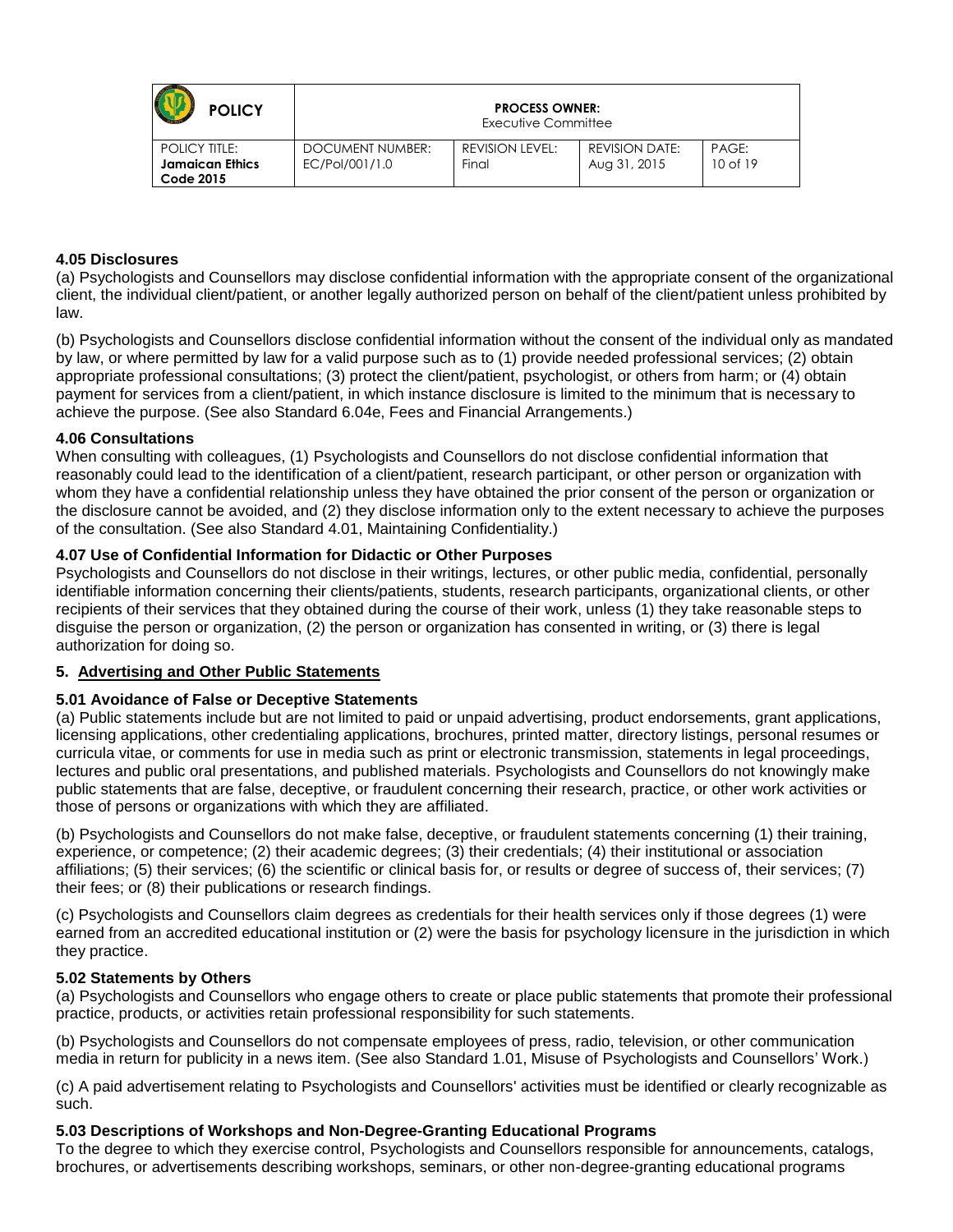**4.05 Disclosures**

(a) Psychologists and Counsellors may disclose confidential information with the appropriate consent of the organizational client, the individual client/patient, or another legally authorized person on behalf of the client/patient unless prohibited by law.

(b) Psychologists and Counsellors disclose confidential information without the consent of the individual only as mandated by law, or where permitted by law for a valid purpose such as to (1) provide needed professional services; (2) obtain appropriate professional consultations; (3) protect the client/patient, psychologist, or others from harm; or (4) obtain payment for services from a client/patient, in which instance disclosure is limited to the minimum that is necessary to achieve the purpose. (See also Standard 6.04e, Fees and Financial Arrangements.)

**4.06 Consultations**

When consulting with colleagues, (1) Psychologists and Counsellors do not disclose confidential information that reasonably could lead to the identification of a client/patient, research participant, or other person or organization with whom they have a confidential relationship unless they have obtained the prior consent of the person or organization or the disclosure cannot be avoided, and (2) they disclose information only to the extent necessary to achieve the purposes of the consultation. (See also Standard 4.01, Maintaining Confidentiality.)

**4.07 Use of Confidential Information for Didactic or Other Purposes**

Psychologists and Counsellors do not disclose in their writings, lectures, or other public media, confidential, personally identifiable information concerning their clients/patients, students, research participants, organizational clients, or other recipients of their services that they obtained during the course of their work, unless (1) they take reasonable steps to disguise the person or organization, (2) the person or organization has consented in writing, or (3) there is legal authorization for doing so.

## 5. Advertising and Other Public Statements

**5.01 Avoidance of False or Deceptive Statements**

(a) Public statements include but are not limited to paid or unpaid advertising, product endorsements, grant applications, licensing applications, other credentialing applications, brochures, printed matter, directory listings, personal resumes or curricula vitae, or comments for use in media such as print or electronic transmission, statements in legal proceedings, lectures and public oral presentations, and published materials. Psychologists and Counsellors do not knowingly make public statements that are false, deceptive, or fraudulent concerning their research, practice, or other work activities or those of persons or organizations with which they are affiliated.

(b) Psychologists and Counsellors do not make false, deceptive, or fraudulent statements concerning (1) their training, experience, or competence; (2) their academic degrees; (3) their credentials; (4) their institutional or association affiliations; (5) their services; (6) the scientific or clinical basis for, or results or degree of success of, their services; (7) their fees; or (8) their publications or research findings.

(c) Psychologists and Counsellors claim degrees as credentials for their health services only if those degrees (1) were earned from an accredited educational institution or (2) were the basis for psychology licensure in the jurisdiction in which they practice.

**5.02 Statements by Others**

(a) Psychologists and Counsellors who engage others to create or place public statements that promote their professional practice, products, or activities retain professional responsibility for such statements.

(b) Psychologists and Counsellors do not compensate employees of press, radio, television, or other communication media in return for publicity in a news item. (See also Standard 1.01, Misuse of Psychologists and Counsellors' Work.)

(c) A paid advertisement relating to Psychologists and Counsellors' activities must be identified or clearly recognizable as such.

**5.03 Descriptions of Workshops and Non-Degree-Granting Educational Programs**

To the degree to which they exercise control, Psychologists and Counsellors responsible for announcements, catalogs, brochures, or advertisements describing workshops, seminars, or other non-degree-granting educational programs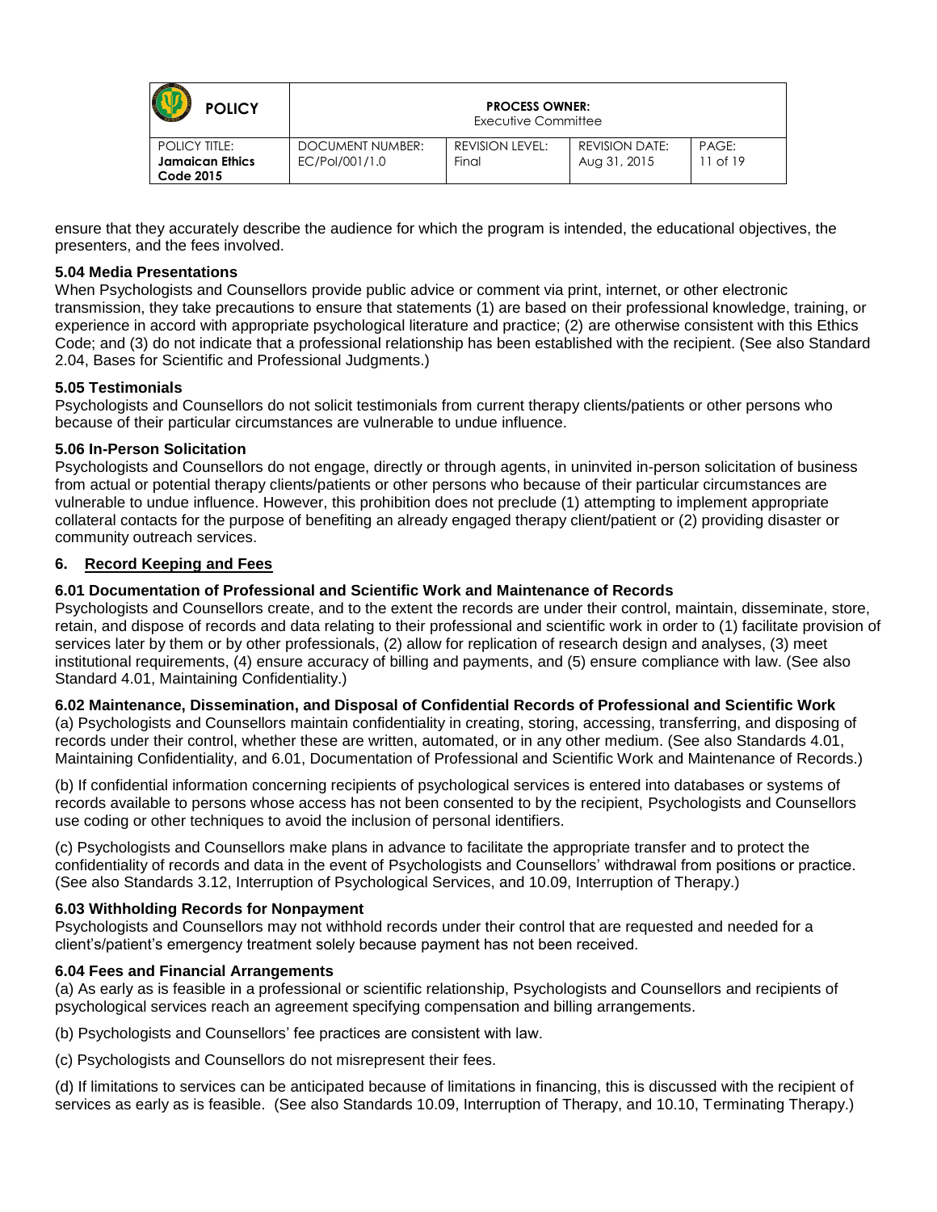ensure that they accurately describe the audience for which the program is intended, the educational objectives, the presenters, and the fees involved.

### 5.04 Media Presentations

When Psychologists and Counsellors provide public advice or comment via print, internet, or other electronic transmission, they take precautions to ensure that statements (1) are based on their professional knowledge, training, or experience in accord with appropriate psychological literature and practice; (2) are otherwise consistent with this Ethics Code; and (3) do not indicate that a professional relationship has been established with the recipient. (See also Standard 2.04, Bases for Scientific and Professional Judgments.)

### 5.05 Testimonials

Psychologists and Counsellors do not solicit testimonials from current therapy clients/patients or other persons who because of their particular circumstances are vulnerable to undue influence.

### 5.06 In-Person Solicitation

Psychologists and Counsellors do not engage, directly or through agents, in uninvited in-person solicitation of business from actual or potential therapy clients/patients or other persons who because of their particular circumstances are vulnerable to undue influence. However, this prohibition does not preclude (1) attempting to implement appropriate collateral contacts for the purpose of benefiting an already engaged therapy client/patient or (2) providing disaster or community outreach services.

## 6. Record Keeping and Fees

### 6.01 Documentation of Professional and Scientific Work and Maintenance of Records

Psychologists and Counsellors create, and to the extent the records are under their control, maintain, disseminate, store, retain, and dispose of records and data relating to their professional and scientific work in order to (1) facilitate provision of services later by them or by other professionals, (2) allow for replication of research design and analyses, (3) meet institutional requirements, (4) ensure accuracy of billing and payments, and (5) ensure compliance with law. (See also Standard 4.01, Maintaining Confidentiality.)

### 6.02 Maintenance, Dissemination, and Disposal of Confidential Records of Professional and Scientific Work

(a) Psychologists and Counsellors maintain confidentiality in creating, storing, accessing, transferring, and disposing of records under their control, whether these are written, automated, or in any other medium. (See also Standards 4.01, Maintaining Confidentiality, and 6.01, Documentation of Professional and Scientific Work and Maintenance of Records.)

(b) If confidential information concerning recipients of psychological services is entered into databases or systems of records available to persons whose access has not been consented to by the recipient, Psychologists and Counsellors use coding or other techniques to avoid the inclusion of personal identifiers.

(c) Psychologists and Counsellors make plans in advance to facilitate the appropriate transfer and to protect the confidentiality of records and data in the event of Psychologists and Counsellors' withdrawal from positions or practice. (See also Standards 3.12, Interruption of Psychological Services, and 10.09, Interruption of Therapy.)

### 6.03 Withholding Records for Nonpayment

Psychologists and Counsellors may not withhold records under their control that are requested and needed for a client's/patient's emergency treatment solely because payment has not been received.

### 6.04 Fees and Financial Arrangements

(a) As early as is feasible in a professional or scientific relationship, Psychologists and Counsellors and recipients of psychological services reach an agreement specifying compensation and billing arrangements.

(b) Psychologists and Counsellors' fee practices are consistent with law.

(c) Psychologists and Counsellors do not misrepresent their fees.

(d) If limitations to services can be anticipated because of limitations in financing, this is discussed with the recipient of services as early as is feasible. (See also Standards 10.09, Interruption of Therapy, and 10.10, Terminating Therapy.)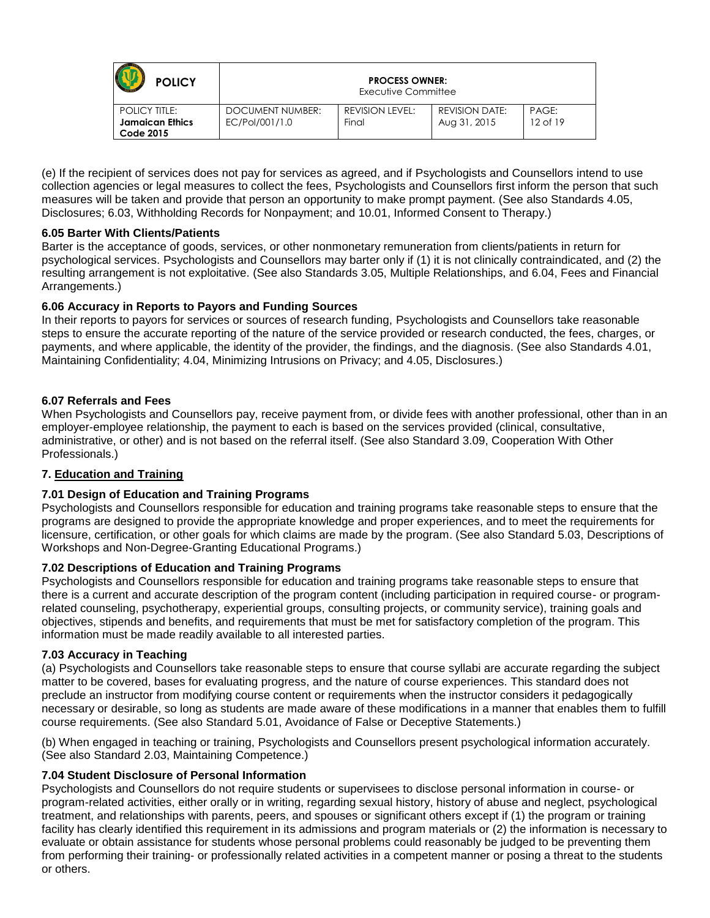(e) If the recipient of services does not pay for services as agreed, and if Psychologists and Counsellors intend to use collection agencies or legal measures to collect the fees, Psychologists and Counsellors first inform the person that such measures will be taken and provide that person an opportunity to make prompt payment. (See also Standards 4.05, Disclosures; 6.03, Withholding Records for Nonpayment; and 10.01, Informed Consent to Therapy.)

**6.05 Barter With Clients/Patients**
Barter is the acceptance of goods, services, or other nonmonetary remuneration from clients/patients in return for psychological services. Psychologists and Counsellors may barter only if (1) it is not clinically contraindicated, and (2) the resulting arrangement is not exploitative. (See also Standards 3.05, Multiple Relationships, and 6.04, Fees and Financial Arrangements.)

**6.06 Accuracy in Reports to Payors and Funding Sources**
In their reports to payors for services or sources of research funding, Psychologists and Counsellors take reasonable steps to ensure the accurate reporting of the nature of the service provided or research conducted, the fees, charges, or payments, and where applicable, the identity of the provider, the findings, and the diagnosis. (See also Standards 4.01, Maintaining Confidentiality; 4.04, Minimizing Intrusions on Privacy; and 4.05, Disclosures.)

**6.07 Referrals and Fees**
When Psychologists and Counsellors pay, receive payment from, or divide fees with another professional, other than in an employer-employee relationship, the payment to each is based on the services provided (clinical, consultative, administrative, or other) and is not based on the referral itself. (See also Standard 3.09, Cooperation With Other Professionals.)

## 7. <u>Education and Training</u>

**7.01 Design of Education and Training Programs**
Psychologists and Counsellors responsible for education and training programs take reasonable steps to ensure that the programs are designed to provide the appropriate knowledge and proper experiences, and to meet the requirements for licensure, certification, or other goals for which claims are made by the program. (See also Standard 5.03, Descriptions of Workshops and Non-Degree-Granting Educational Programs.)

**7.02 Descriptions of Education and Training Programs**
Psychologists and Counsellors responsible for education and training programs take reasonable steps to ensure that there is a current and accurate description of the program content (including participation in required course- or program-related counseling, psychotherapy, experiential groups, consulting projects, or community service), training goals and objectives, stipends and benefits, and requirements that must be met for satisfactory completion of the program. This information must be made readily available to all interested parties.

**7.03 Accuracy in Teaching**
(a) Psychologists and Counsellors take reasonable steps to ensure that course syllabi are accurate regarding the subject matter to be covered, bases for evaluating progress, and the nature of course experiences. This standard does not preclude an instructor from modifying course content or requirements when the instructor considers it pedagogically necessary or desirable, so long as students are made aware of these modifications in a manner that enables them to fulfill course requirements. (See also Standard 5.01, Avoidance of False or Deceptive Statements.)

(b) When engaged in teaching or training, Psychologists and Counsellors present psychological information accurately. (See also Standard 2.03, Maintaining Competence.)

**7.04 Student Disclosure of Personal Information**
Psychologists and Counsellors do not require students or supervisees to disclose personal information in course- or program-related activities, either orally or in writing, regarding sexual history, history of abuse and neglect, psychological treatment, and relationships with parents, peers, and spouses or significant others except if (1) the program or training facility has clearly identified this requirement in its admissions and program materials or (2) the information is necessary to evaluate or obtain assistance for students whose personal problems could reasonably be judged to be preventing them from performing their training- or professionally related activities in a competent manner or posing a threat to the students or others.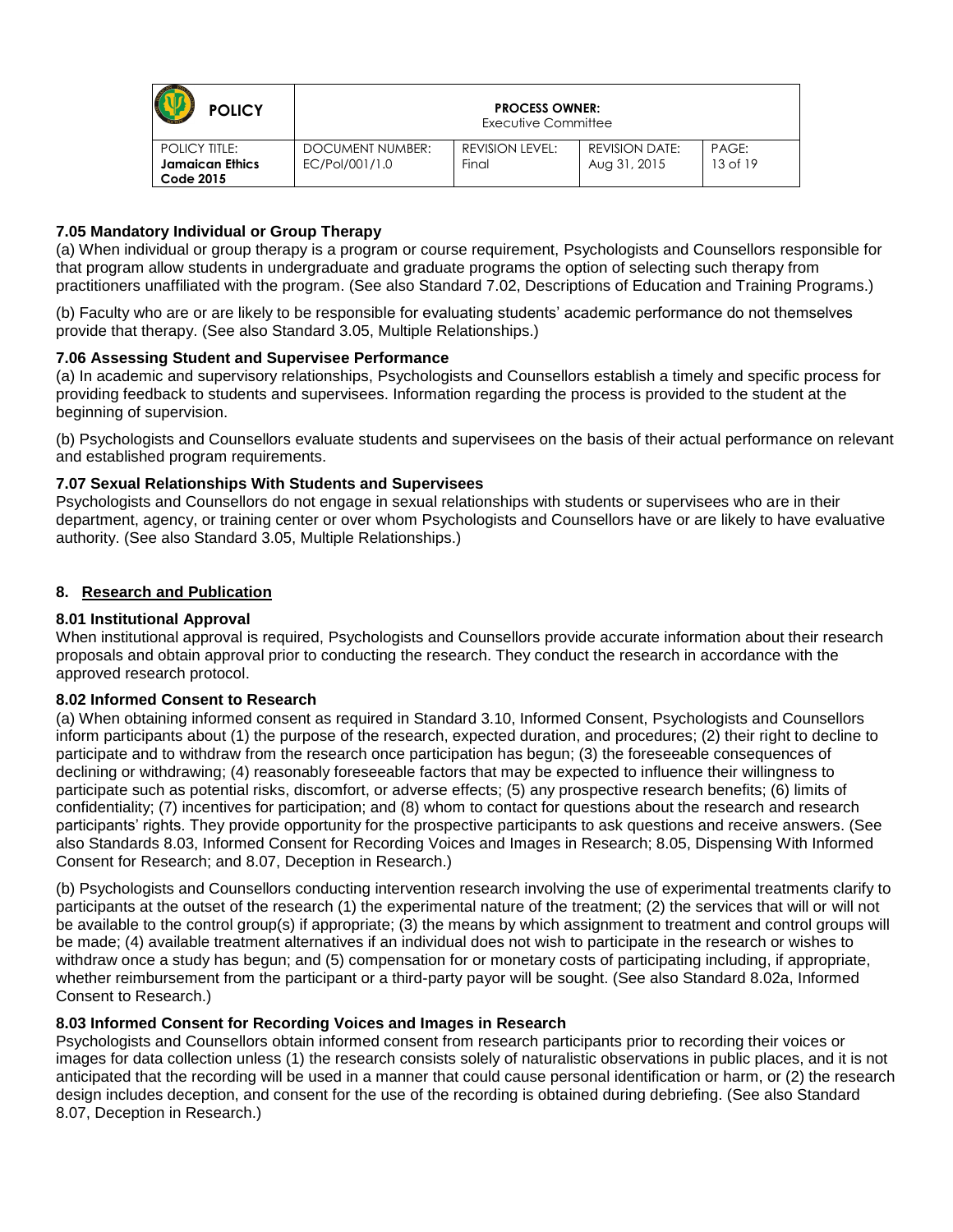### 7.05 Mandatory Individual or Group Therapy

(a) When individual or group therapy is a program or course requirement, Psychologists and Counsellors responsible for that program allow students in undergraduate and graduate programs the option of selecting such therapy from practitioners unaffiliated with the program. (See also Standard 7.02, Descriptions of Education and Training Programs.)

(b) Faculty who are or are likely to be responsible for evaluating students' academic performance do not themselves provide that therapy. (See also Standard 3.05, Multiple Relationships.)

### 7.06 Assessing Student and Supervisee Performance

(a) In academic and supervisory relationships, Psychologists and Counsellors establish a timely and specific process for providing feedback to students and supervisees. Information regarding the process is provided to the student at the beginning of supervision.

(b) Psychologists and Counsellors evaluate students and supervisees on the basis of their actual performance on relevant and established program requirements.

### 7.07 Sexual Relationships With Students and Supervisees

Psychologists and Counsellors do not engage in sexual relationships with students or supervisees who are in their department, agency, or training center or over whom Psychologists and Counsellors have or are likely to have evaluative authority. (See also Standard 3.05, Multiple Relationships.)

## 8. Research and Publication

### 8.01 Institutional Approval

When institutional approval is required, Psychologists and Counsellors provide accurate information about their research proposals and obtain approval prior to conducting the research. They conduct the research in accordance with the approved research protocol.

### 8.02 Informed Consent to Research

(a) When obtaining informed consent as required in Standard 3.10, Informed Consent, Psychologists and Counsellors inform participants about (1) the purpose of the research, expected duration, and procedures; (2) their right to decline to participate and to withdraw from the research once participation has begun; (3) the foreseeable consequences of declining or withdrawing; (4) reasonably foreseeable factors that may be expected to influence their willingness to participate such as potential risks, discomfort, or adverse effects; (5) any prospective research benefits; (6) limits of confidentiality; (7) incentives for participation; and (8) whom to contact for questions about the research and research participants' rights. They provide opportunity for the prospective participants to ask questions and receive answers. (See also Standards 8.03, Informed Consent for Recording Voices and Images in Research; 8.05, Dispensing With Informed Consent for Research; and 8.07, Deception in Research.)

(b) Psychologists and Counsellors conducting intervention research involving the use of experimental treatments clarify to participants at the outset of the research (1) the experimental nature of the treatment; (2) the services that will or will not be available to the control group(s) if appropriate; (3) the means by which assignment to treatment and control groups will be made; (4) available treatment alternatives if an individual does not wish to participate in the research or wishes to withdraw once a study has begun; and (5) compensation for or monetary costs of participating including, if appropriate, whether reimbursement from the participant or a third-party payor will be sought. (See also Standard 8.02a, Informed Consent to Research.)

### 8.03 Informed Consent for Recording Voices and Images in Research

Psychologists and Counsellors obtain informed consent from research participants prior to recording their voices or images for data collection unless (1) the research consists solely of naturalistic observations in public places, and it is not anticipated that the recording will be used in a manner that could cause personal identification or harm, or (2) the research design includes deception, and consent for the use of the recording is obtained during debriefing. (See also Standard 8.07, Deception in Research.)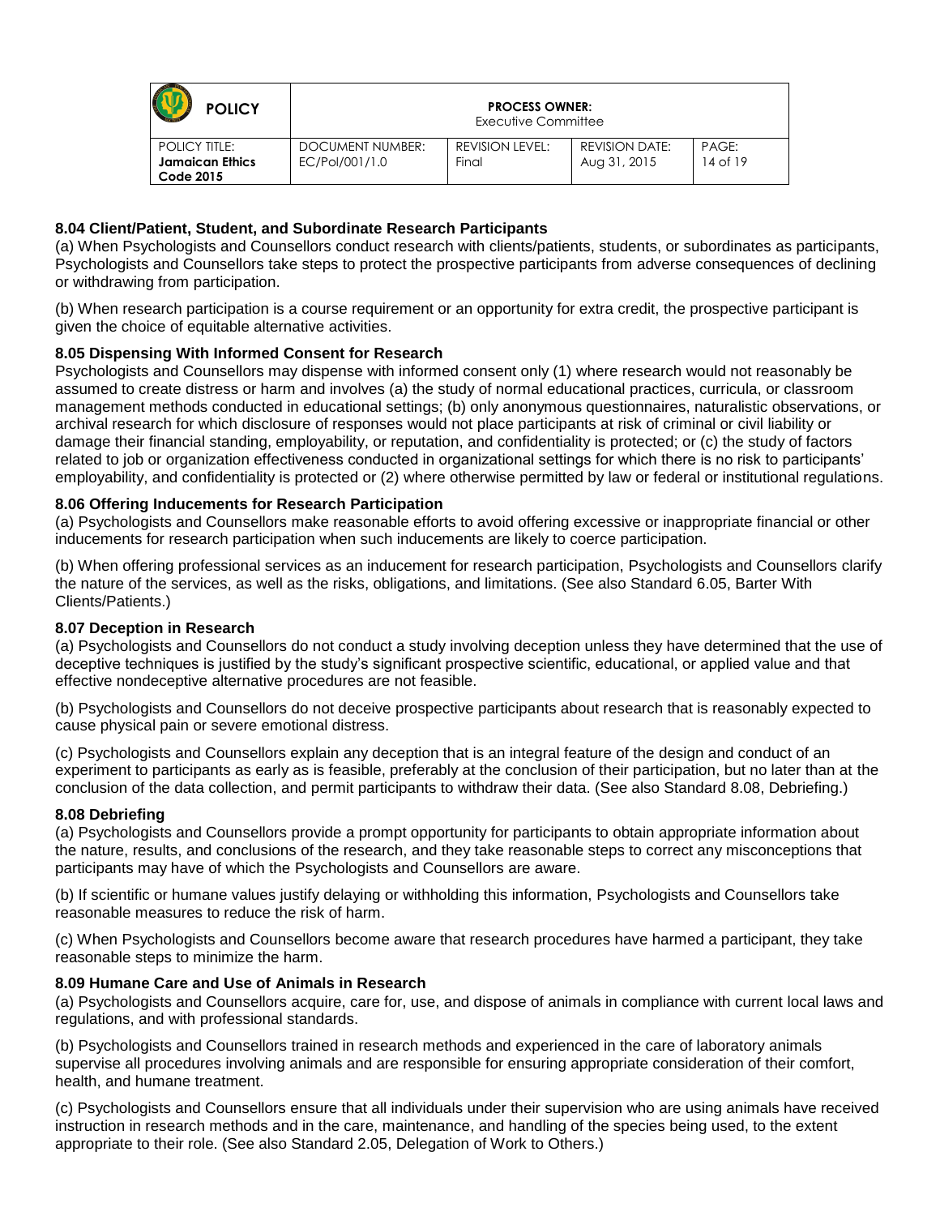### 8.04 Client/Patient, Student, and Subordinate Research Participants

(a) When Psychologists and Counsellors conduct research with clients/patients, students, or subordinates as participants, Psychologists and Counsellors take steps to protect the prospective participants from adverse consequences of declining or withdrawing from participation.

(b) When research participation is a course requirement or an opportunity for extra credit, the prospective participant is given the choice of equitable alternative activities.

### 8.05 Dispensing With Informed Consent for Research

Psychologists and Counsellors may dispense with informed consent only (1) where research would not reasonably be assumed to create distress or harm and involves (a) the study of normal educational practices, curricula, or classroom management methods conducted in educational settings; (b) only anonymous questionnaires, naturalistic observations, or archival research for which disclosure of responses would not place participants at risk of criminal or civil liability or damage their financial standing, employability, or reputation, and confidentiality is protected; or (c) the study of factors related to job or organization effectiveness conducted in organizational settings for which there is no risk to participants' employability, and confidentiality is protected or (2) where otherwise permitted by law or federal or institutional regulations.

### 8.06 Offering Inducements for Research Participation

(a) Psychologists and Counsellors make reasonable efforts to avoid offering excessive or inappropriate financial or other inducements for research participation when such inducements are likely to coerce participation.

(b) When offering professional services as an inducement for research participation, Psychologists and Counsellors clarify the nature of the services, as well as the risks, obligations, and limitations. (See also Standard 6.05, Barter With Clients/Patients.)

### 8.07 Deception in Research

(a) Psychologists and Counsellors do not conduct a study involving deception unless they have determined that the use of deceptive techniques is justified by the study's significant prospective scientific, educational, or applied value and that effective nondeceptive alternative procedures are not feasible.

(b) Psychologists and Counsellors do not deceive prospective participants about research that is reasonably expected to cause physical pain or severe emotional distress.

(c) Psychologists and Counsellors explain any deception that is an integral feature of the design and conduct of an experiment to participants as early as is feasible, preferably at the conclusion of their participation, but no later than at the conclusion of the data collection, and permit participants to withdraw their data. (See also Standard 8.08, Debriefing.)

### 8.08 Debriefing

(a) Psychologists and Counsellors provide a prompt opportunity for participants to obtain appropriate information about the nature, results, and conclusions of the research, and they take reasonable steps to correct any misconceptions that participants may have of which the Psychologists and Counsellors are aware.

(b) If scientific or humane values justify delaying or withholding this information, Psychologists and Counsellors take reasonable measures to reduce the risk of harm.

(c) When Psychologists and Counsellors become aware that research procedures have harmed a participant, they take reasonable steps to minimize the harm.

### 8.09 Humane Care and Use of Animals in Research

(a) Psychologists and Counsellors acquire, care for, use, and dispose of animals in compliance with current local laws and regulations, and with professional standards.

(b) Psychologists and Counsellors trained in research methods and experienced in the care of laboratory animals supervise all procedures involving animals and are responsible for ensuring appropriate consideration of their comfort, health, and humane treatment.

(c) Psychologists and Counsellors ensure that all individuals under their supervision who are using animals have received instruction in research methods and in the care, maintenance, and handling of the species being used, to the extent appropriate to their role. (See also Standard 2.05, Delegation of Work to Others.)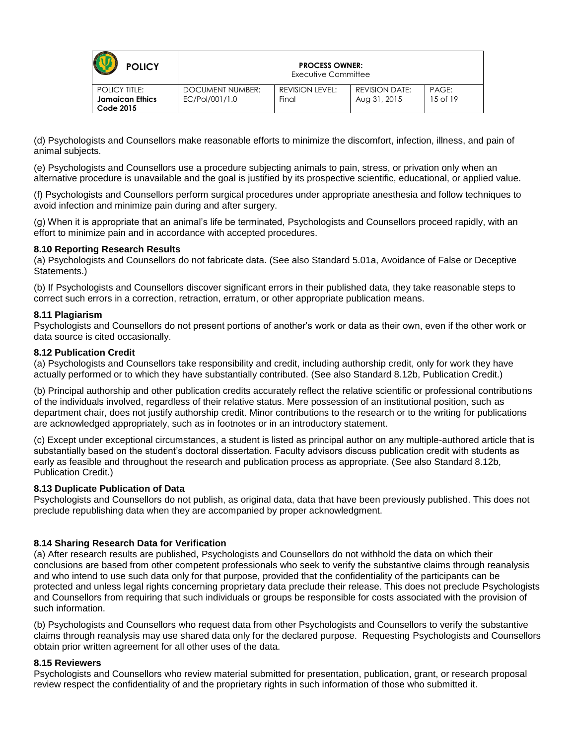(d) Psychologists and Counsellors make reasonable efforts to minimize the discomfort, infection, illness, and pain of animal subjects.

(e) Psychologists and Counsellors use a procedure subjecting animals to pain, stress, or privation only when an alternative procedure is unavailable and the goal is justified by its prospective scientific, educational, or applied value.

(f) Psychologists and Counsellors perform surgical procedures under appropriate anesthesia and follow techniques to avoid infection and minimize pain during and after surgery.

(g) When it is appropriate that an animal's life be terminated, Psychologists and Counsellors proceed rapidly, with an effort to minimize pain and in accordance with accepted procedures.

**8.10 Reporting Research Results**

(a) Psychologists and Counsellors do not fabricate data. (See also Standard 5.01a, Avoidance of False or Deceptive Statements.)

(b) If Psychologists and Counsellors discover significant errors in their published data, they take reasonable steps to correct such errors in a correction, retraction, erratum, or other appropriate publication means.

**8.11 Plagiarism**

Psychologists and Counsellors do not present portions of another's work or data as their own, even if the other work or data source is cited occasionally.

**8.12 Publication Credit**

(a) Psychologists and Counsellors take responsibility and credit, including authorship credit, only for work they have actually performed or to which they have substantially contributed. (See also Standard 8.12b, Publication Credit.)

(b) Principal authorship and other publication credits accurately reflect the relative scientific or professional contributions of the individuals involved, regardless of their relative status. Mere possession of an institutional position, such as department chair, does not justify authorship credit. Minor contributions to the research or to the writing for publications are acknowledged appropriately, such as in footnotes or in an introductory statement.

(c) Except under exceptional circumstances, a student is listed as principal author on any multiple-authored article that is substantially based on the student's doctoral dissertation. Faculty advisors discuss publication credit with students as early as feasible and throughout the research and publication process as appropriate. (See also Standard 8.12b, Publication Credit.)

**8.13 Duplicate Publication of Data**

Psychologists and Counsellors do not publish, as original data, data that have been previously published. This does not preclude republishing data when they are accompanied by proper acknowledgment.

**8.14 Sharing Research Data for Verification**

(a) After research results are published, Psychologists and Counsellors do not withhold the data on which their conclusions are based from other competent professionals who seek to verify the substantive claims through reanalysis and who intend to use such data only for that purpose, provided that the confidentiality of the participants can be protected and unless legal rights concerning proprietary data preclude their release. This does not preclude Psychologists and Counsellors from requiring that such individuals or groups be responsible for costs associated with the provision of such information.

(b) Psychologists and Counsellors who request data from other Psychologists and Counsellors to verify the substantive claims through reanalysis may use shared data only for the declared purpose. Requesting Psychologists and Counsellors obtain prior written agreement for all other uses of the data.

**8.15 Reviewers**

Psychologists and Counsellors who review material submitted for presentation, publication, grant, or research proposal review respect the confidentiality of and the proprietary rights in such information of those who submitted it.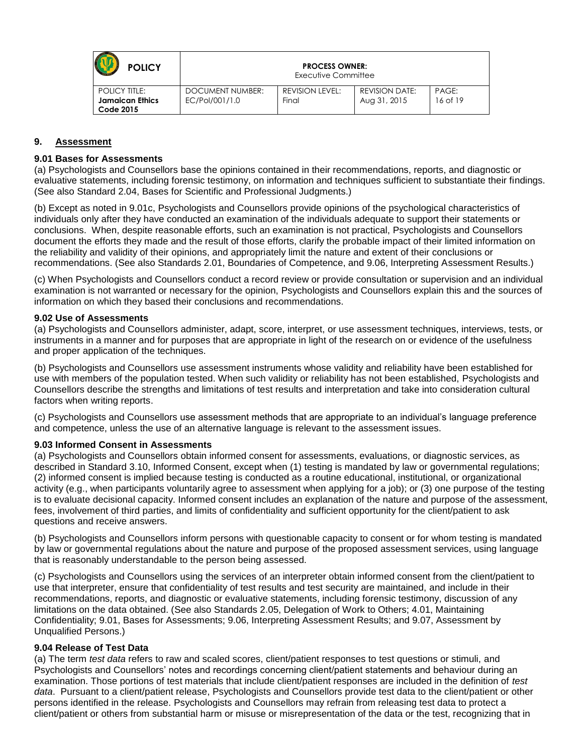## 9. Assessment

### 9.01 Bases for Assessments

(a) Psychologists and Counsellors base the opinions contained in their recommendations, reports, and diagnostic or evaluative statements, including forensic testimony, on information and techniques sufficient to substantiate their findings. (See also Standard 2.04, Bases for Scientific and Professional Judgments.)

(b) Except as noted in 9.01c, Psychologists and Counsellors provide opinions of the psychological characteristics of individuals only after they have conducted an examination of the individuals adequate to support their statements or conclusions. When, despite reasonable efforts, such an examination is not practical, Psychologists and Counsellors document the efforts they made and the result of those efforts, clarify the probable impact of their limited information on the reliability and validity of their opinions, and appropriately limit the nature and extent of their conclusions or recommendations. (See also Standards 2.01, Boundaries of Competence, and 9.06, Interpreting Assessment Results.)

(c) When Psychologists and Counsellors conduct a record review or provide consultation or supervision and an individual examination is not warranted or necessary for the opinion, Psychologists and Counsellors explain this and the sources of information on which they based their conclusions and recommendations.

### 9.02 Use of Assessments

(a) Psychologists and Counsellors administer, adapt, score, interpret, or use assessment techniques, interviews, tests, or instruments in a manner and for purposes that are appropriate in light of the research on or evidence of the usefulness and proper application of the techniques.

(b) Psychologists and Counsellors use assessment instruments whose validity and reliability have been established for use with members of the population tested. When such validity or reliability has not been established, Psychologists and Counsellors describe the strengths and limitations of test results and interpretation and take into consideration cultural factors when writing reports.

(c) Psychologists and Counsellors use assessment methods that are appropriate to an individual's language preference and competence, unless the use of an alternative language is relevant to the assessment issues.

### 9.03 Informed Consent in Assessments

(a) Psychologists and Counsellors obtain informed consent for assessments, evaluations, or diagnostic services, as described in Standard 3.10, Informed Consent, except when (1) testing is mandated by law or governmental regulations; (2) informed consent is implied because testing is conducted as a routine educational, institutional, or organizational activity (e.g., when participants voluntarily agree to assessment when applying for a job); or (3) one purpose of the testing is to evaluate decisional capacity. Informed consent includes an explanation of the nature and purpose of the assessment, fees, involvement of third parties, and limits of confidentiality and sufficient opportunity for the client/patient to ask questions and receive answers.

(b) Psychologists and Counsellors inform persons with questionable capacity to consent or for whom testing is mandated by law or governmental regulations about the nature and purpose of the proposed assessment services, using language that is reasonably understandable to the person being assessed.

(c) Psychologists and Counsellors using the services of an interpreter obtain informed consent from the client/patient to use that interpreter, ensure that confidentiality of test results and test security are maintained, and include in their recommendations, reports, and diagnostic or evaluative statements, including forensic testimony, discussion of any limitations on the data obtained. (See also Standards 2.05, Delegation of Work to Others; 4.01, Maintaining Confidentiality; 9.01, Bases for Assessments; 9.06, Interpreting Assessment Results; and 9.07, Assessment by Unqualified Persons.)

### 9.04 Release of Test Data

(a) The term *test data* refers to raw and scaled scores, client/patient responses to test questions or stimuli, and Psychologists and Counsellors' notes and recordings concerning client/patient statements and behaviour during an examination. Those portions of test materials that include client/patient responses are included in the definition of *test data*. Pursuant to a client/patient release, Psychologists and Counsellors provide test data to the client/patient or other persons identified in the release. Psychologists and Counsellors may refrain from releasing test data to protect a client/patient or others from substantial harm or misuse or misrepresentation of the data or the test, recognizing that in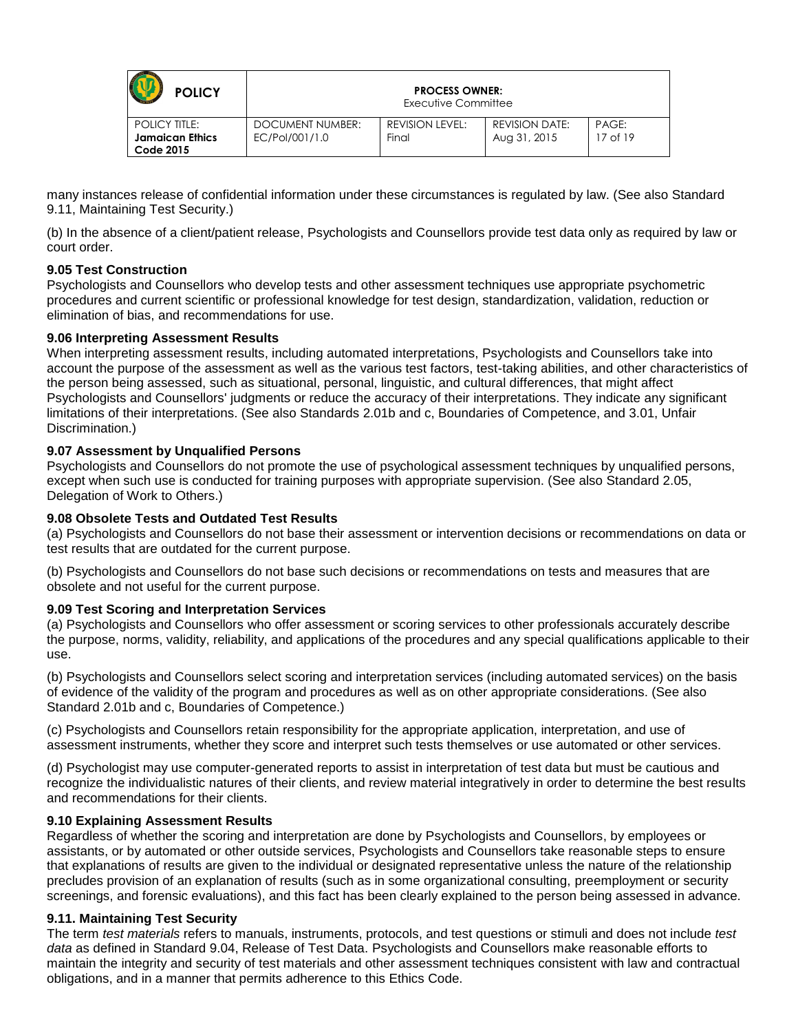many instances release of confidential information under these circumstances is regulated by law. (See also Standard 9.11, Maintaining Test Security.)

(b) In the absence of a client/patient release, Psychologists and Counsellors provide test data only as required by law or court order.

**9.05 Test Construction**
Psychologists and Counsellors who develop tests and other assessment techniques use appropriate psychometric procedures and current scientific or professional knowledge for test design, standardization, validation, reduction or elimination of bias, and recommendations for use.

**9.06 Interpreting Assessment Results**
When interpreting assessment results, including automated interpretations, Psychologists and Counsellors take into account the purpose of the assessment as well as the various test factors, test-taking abilities, and other characteristics of the person being assessed, such as situational, personal, linguistic, and cultural differences, that might affect Psychologists and Counsellors' judgments or reduce the accuracy of their interpretations. They indicate any significant limitations of their interpretations. (See also Standards 2.01b and c, Boundaries of Competence, and 3.01, Unfair Discrimination.)

**9.07 Assessment by Unqualified Persons**
Psychologists and Counsellors do not promote the use of psychological assessment techniques by unqualified persons, except when such use is conducted for training purposes with appropriate supervision. (See also Standard 2.05, Delegation of Work to Others.)

**9.08 Obsolete Tests and Outdated Test Results**
(a) Psychologists and Counsellors do not base their assessment or intervention decisions or recommendations on data or test results that are outdated for the current purpose.

(b) Psychologists and Counsellors do not base such decisions or recommendations on tests and measures that are obsolete and not useful for the current purpose.

**9.09 Test Scoring and Interpretation Services**
(a) Psychologists and Counsellors who offer assessment or scoring services to other professionals accurately describe the purpose, norms, validity, reliability, and applications of the procedures and any special qualifications applicable to their use.

(b) Psychologists and Counsellors select scoring and interpretation services (including automated services) on the basis of evidence of the validity of the program and procedures as well as on other appropriate considerations. (See also Standard 2.01b and c, Boundaries of Competence.)

(c) Psychologists and Counsellors retain responsibility for the appropriate application, interpretation, and use of assessment instruments, whether they score and interpret such tests themselves or use automated or other services.

(d) Psychologist may use computer-generated reports to assist in interpretation of test data but must be cautious and recognize the individualistic natures of their clients, and review material integratively in order to determine the best results and recommendations for their clients.

**9.10 Explaining Assessment Results**
Regardless of whether the scoring and interpretation are done by Psychologists and Counsellors, by employees or assistants, or by automated or other outside services, Psychologists and Counsellors take reasonable steps to ensure that explanations of results are given to the individual or designated representative unless the nature of the relationship precludes provision of an explanation of results (such as in some organizational consulting, preemployment or security screenings, and forensic evaluations), and this fact has been clearly explained to the person being assessed in advance.

**9.11. Maintaining Test Security**
The term *test materials* refers to manuals, instruments, protocols, and test questions or stimuli and does not include *test data* as defined in Standard 9.04, Release of Test Data. Psychologists and Counsellors make reasonable efforts to maintain the integrity and security of test materials and other assessment techniques consistent with law and contractual obligations, and in a manner that permits adherence to this Ethics Code.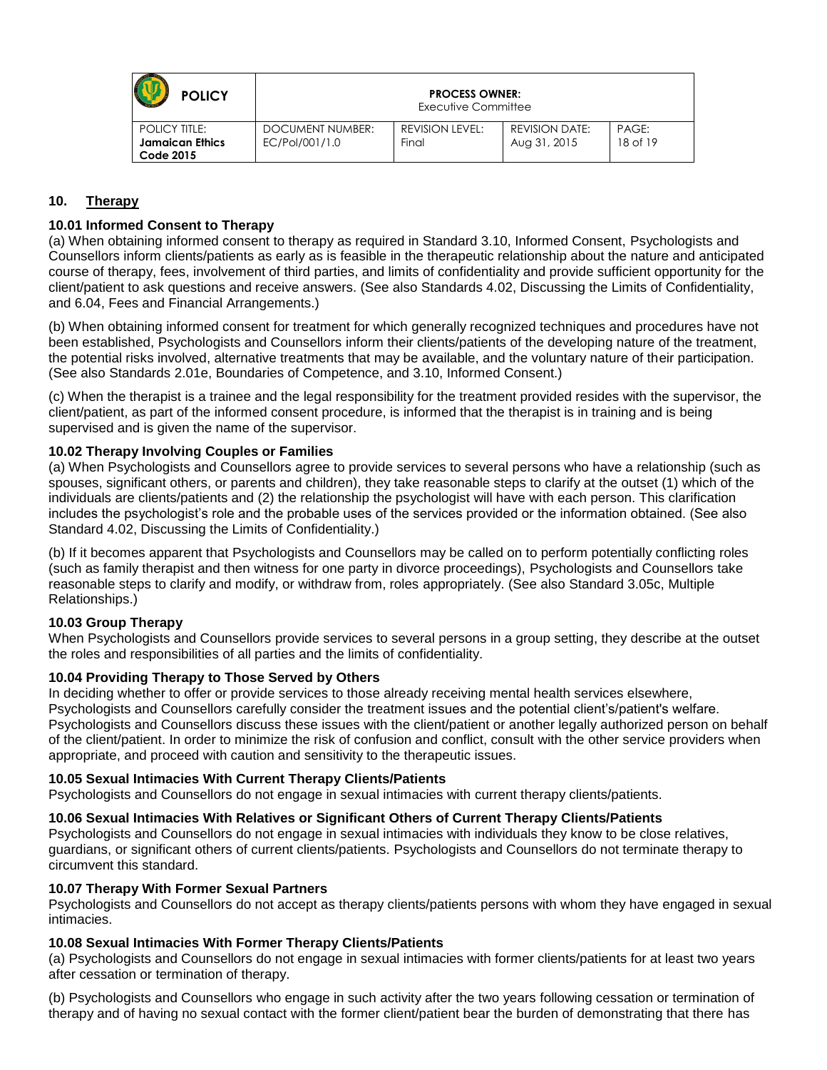## 10. Therapy

### 10.01 Informed Consent to Therapy

(a) When obtaining informed consent to therapy as required in Standard 3.10, Informed Consent, Psychologists and Counsellors inform clients/patients as early as is feasible in the therapeutic relationship about the nature and anticipated course of therapy, fees, involvement of third parties, and limits of confidentiality and provide sufficient opportunity for the client/patient to ask questions and receive answers. (See also Standards 4.02, Discussing the Limits of Confidentiality, and 6.04, Fees and Financial Arrangements.)

(b) When obtaining informed consent for treatment for which generally recognized techniques and procedures have not been established, Psychologists and Counsellors inform their clients/patients of the developing nature of the treatment, the potential risks involved, alternative treatments that may be available, and the voluntary nature of their participation. (See also Standards 2.01e, Boundaries of Competence, and 3.10, Informed Consent.)

(c) When the therapist is a trainee and the legal responsibility for the treatment provided resides with the supervisor, the client/patient, as part of the informed consent procedure, is informed that the therapist is in training and is being supervised and is given the name of the supervisor.

### 10.02 Therapy Involving Couples or Families

(a) When Psychologists and Counsellors agree to provide services to several persons who have a relationship (such as spouses, significant others, or parents and children), they take reasonable steps to clarify at the outset (1) which of the individuals are clients/patients and (2) the relationship the psychologist will have with each person. This clarification includes the psychologist's role and the probable uses of the services provided or the information obtained. (See also Standard 4.02, Discussing the Limits of Confidentiality.)

(b) If it becomes apparent that Psychologists and Counsellors may be called on to perform potentially conflicting roles (such as family therapist and then witness for one party in divorce proceedings), Psychologists and Counsellors take reasonable steps to clarify and modify, or withdraw from, roles appropriately. (See also Standard 3.05c, Multiple Relationships.)

### 10.03 Group Therapy

When Psychologists and Counsellors provide services to several persons in a group setting, they describe at the outset the roles and responsibilities of all parties and the limits of confidentiality.

### 10.04 Providing Therapy to Those Served by Others

In deciding whether to offer or provide services to those already receiving mental health services elsewhere, Psychologists and Counsellors carefully consider the treatment issues and the potential client's/patient's welfare. Psychologists and Counsellors discuss these issues with the client/patient or another legally authorized person on behalf of the client/patient. In order to minimize the risk of confusion and conflict, consult with the other service providers when appropriate, and proceed with caution and sensitivity to the therapeutic issues.

### 10.05 Sexual Intimacies With Current Therapy Clients/Patients

Psychologists and Counsellors do not engage in sexual intimacies with current therapy clients/patients.

### 10.06 Sexual Intimacies With Relatives or Significant Others of Current Therapy Clients/Patients

Psychologists and Counsellors do not engage in sexual intimacies with individuals they know to be close relatives, guardians, or significant others of current clients/patients. Psychologists and Counsellors do not terminate therapy to circumvent this standard.

### 10.07 Therapy With Former Sexual Partners

Psychologists and Counsellors do not accept as therapy clients/patients persons with whom they have engaged in sexual intimacies.

### 10.08 Sexual Intimacies With Former Therapy Clients/Patients

(a) Psychologists and Counsellors do not engage in sexual intimacies with former clients/patients for at least two years after cessation or termination of therapy.

(b) Psychologists and Counsellors who engage in such activity after the two years following cessation or termination of therapy and of having no sexual contact with the former client/patient bear the burden of demonstrating that there has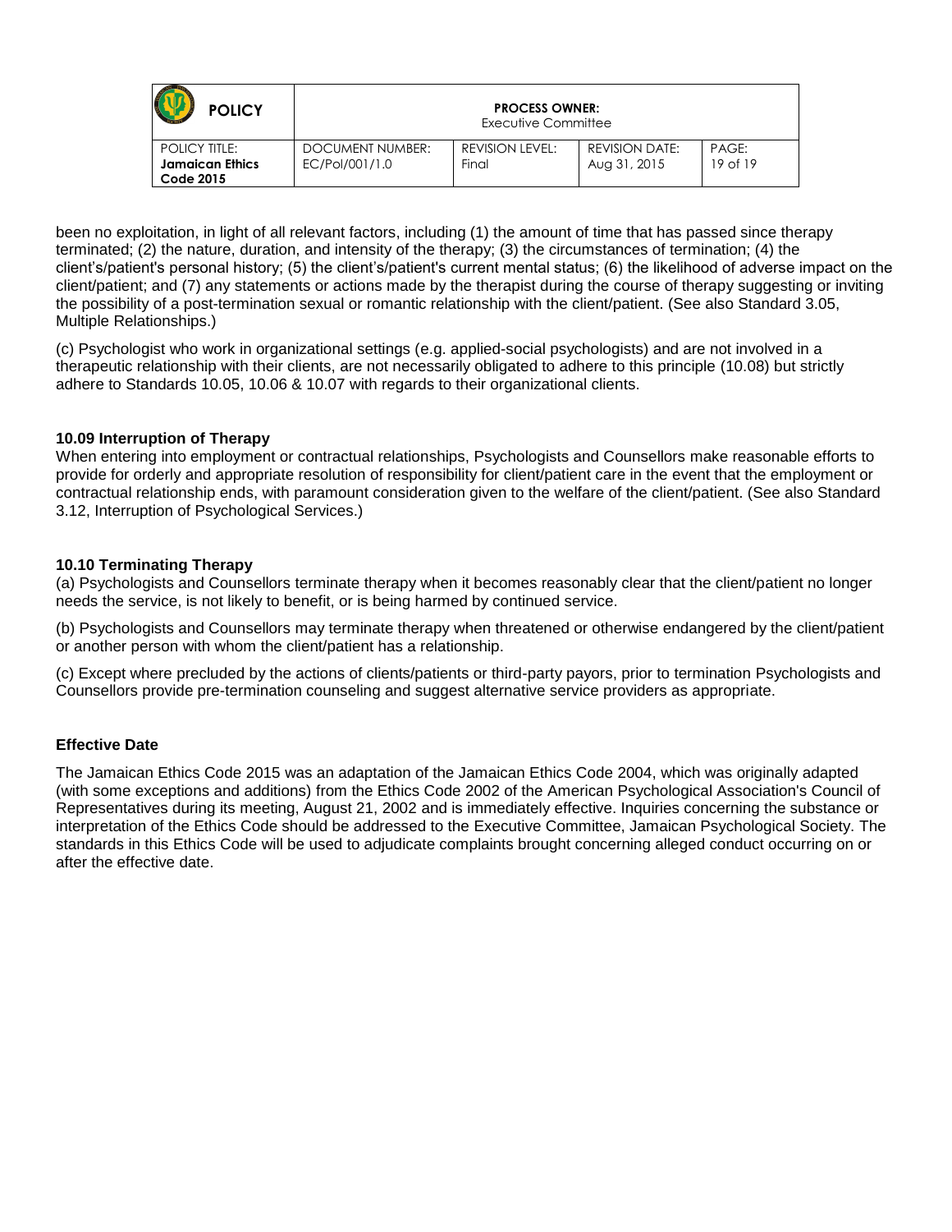been no exploitation, in light of all relevant factors, including (1) the amount of time that has passed since therapy terminated; (2) the nature, duration, and intensity of the therapy; (3) the circumstances of termination; (4) the client's/patient's personal history; (5) the client's/patient's current mental status; (6) the likelihood of adverse impact on the client/patient; and (7) any statements or actions made by the therapist during the course of therapy suggesting or inviting the possibility of a post-termination sexual or romantic relationship with the client/patient. (See also Standard 3.05, Multiple Relationships.)

(c) Psychologist who work in organizational settings (e.g. applied-social psychologists) and are not involved in a therapeutic relationship with their clients, are not necessarily obligated to adhere to this principle (10.08) but strictly adhere to Standards 10.05, 10.06 & 10.07 with regards to their organizational clients.

**10.09 Interruption of Therapy**

When entering into employment or contractual relationships, Psychologists and Counsellors make reasonable efforts to provide for orderly and appropriate resolution of responsibility for client/patient care in the event that the employment or contractual relationship ends, with paramount consideration given to the welfare of the client/patient. (See also Standard 3.12, Interruption of Psychological Services.)

**10.10 Terminating Therapy**

(a) Psychologists and Counsellors terminate therapy when it becomes reasonably clear that the client/patient no longer needs the service, is not likely to benefit, or is being harmed by continued service.

(b) Psychologists and Counsellors may terminate therapy when threatened or otherwise endangered by the client/patient or another person with whom the client/patient has a relationship.

(c) Except where precluded by the actions of clients/patients or third-party payors, prior to termination Psychologists and Counsellors provide pre-termination counseling and suggest alternative service providers as appropriate.

**Effective Date**

The Jamaican Ethics Code 2015 was an adaptation of the Jamaican Ethics Code 2004, which was originally adapted (with some exceptions and additions) from the Ethics Code 2002 of the American Psychological Association's Council of Representatives during its meeting, August 21, 2002 and is immediately effective. Inquiries concerning the substance or interpretation of the Ethics Code should be addressed to the Executive Committee, Jamaican Psychological Society. The standards in this Ethics Code will be used to adjudicate complaints brought concerning alleged conduct occurring on or after the effective date.